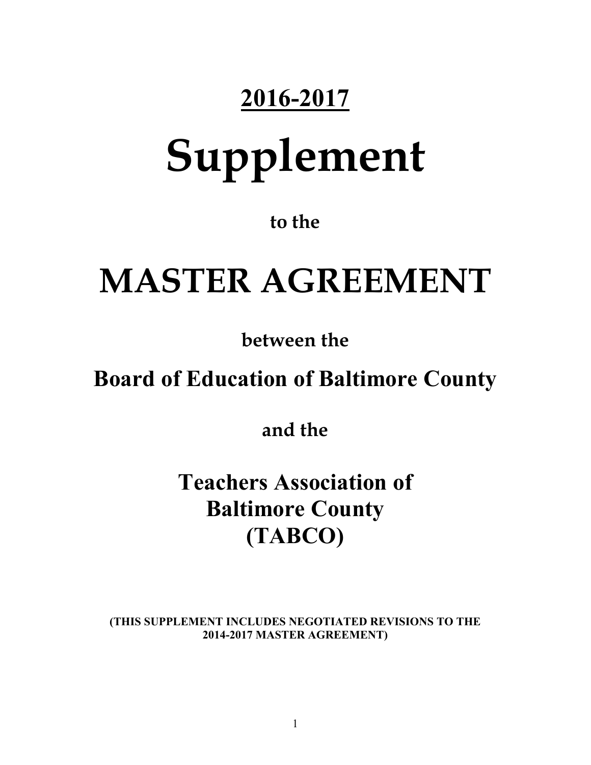# **2016-2017**

# Supplement

**to the**

# MASTER AGREEMENT

**between the**

## Board of Education of Baltimore County

**and the**

## Teachers Association of Baltimore County (TABCO)

**(THIS SUPPLEMENT INCLUDES NEGOTIATED REVISIONS TO THE 2014-2017 MASTER AGREEMENT)**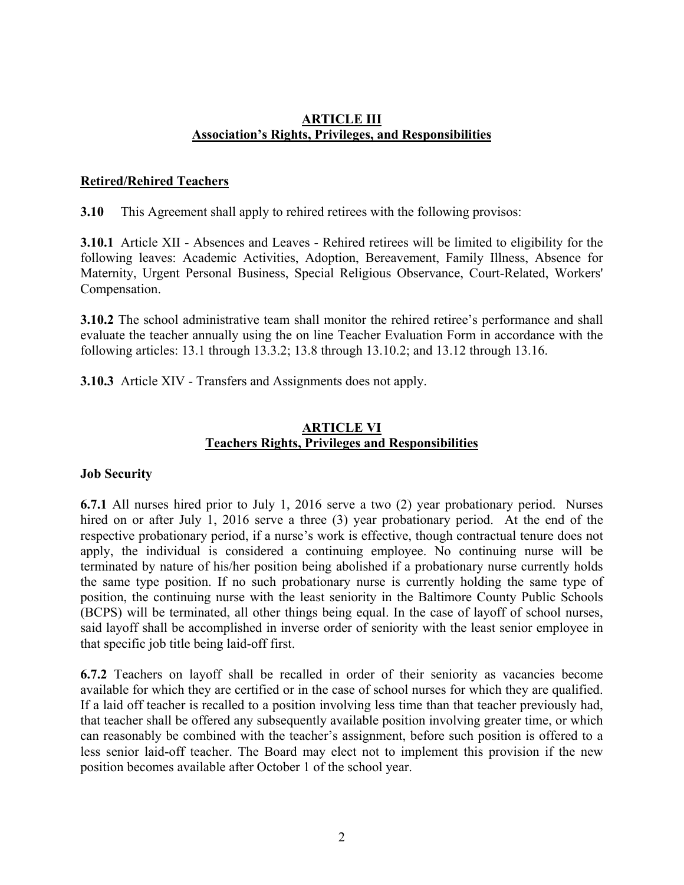## ARTICLE III
## Association's Rights, Privileges, and Responsibilities

### Retired/Rehired Teachers

**3.10** This Agreement shall apply to rehired retirees with the following provisos:

**3.10.1** Article XII - Absences and Leaves - Rehired retirees will be limited to eligibility for the following leaves: Academic Activities, Adoption, Bereavement, Family Illness, Absence for Maternity, Urgent Personal Business, Special Religious Observance, Court-Related, Workers' Compensation.

**3.10.2** The school administrative team shall monitor the rehired retiree's performance and shall evaluate the teacher annually using the on line Teacher Evaluation Form in accordance with the following articles: 13.1 through 13.3.2; 13.8 through 13.10.2; and 13.12 through 13.16.

**3.10.3** Article XIV - Transfers and Assignments does not apply.

## ARTICLE VI
## Teachers Rights, Privileges and Responsibilities

### Job Security

**6.7.1** All nurses hired prior to July 1, 2016 serve a two (2) year probationary period. Nurses hired on or after July 1, 2016 serve a three (3) year probationary period. At the end of the respective probationary period, if a nurse's work is effective, though contractual tenure does not apply, the individual is considered a continuing employee. No continuing nurse will be terminated by nature of his/her position being abolished if a probationary nurse currently holds the same type position. If no such probationary nurse is currently holding the same type of position, the continuing nurse with the least seniority in the Baltimore County Public Schools (BCPS) will be terminated, all other things being equal. In the case of layoff of school nurses, said layoff shall be accomplished in inverse order of seniority with the least senior employee in that specific job title being laid-off first.

**6.7.2** Teachers on layoff shall be recalled in order of their seniority as vacancies become available for which they are certified or in the case of school nurses for which they are qualified. If a laid off teacher is recalled to a position involving less time than that teacher previously had, that teacher shall be offered any subsequently available position involving greater time, or which can reasonably be combined with the teacher's assignment, before such position is offered to a less senior laid-off teacher. The Board may elect not to implement this provision if the new position becomes available after October 1 of the school year.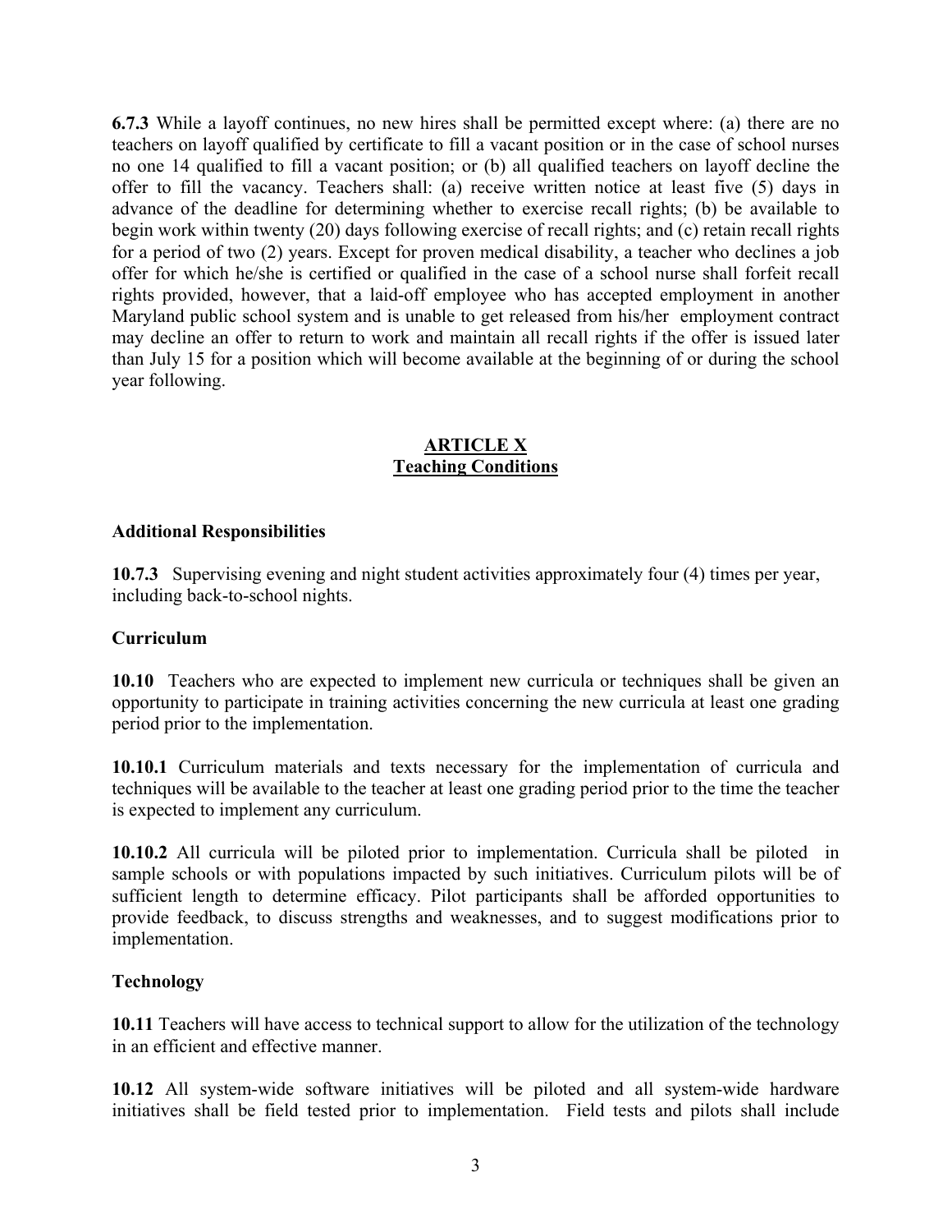**6.7.3** While a layoff continues, no new hires shall be permitted except where: (a) there are no teachers on layoff qualified by certificate to fill a vacant position or in the case of school nurses no one 14 qualified to fill a vacant position; or (b) all qualified teachers on layoff decline the offer to fill the vacancy. Teachers shall: (a) receive written notice at least five (5) days in advance of the deadline for determining whether to exercise recall rights; (b) be available to begin work within twenty (20) days following exercise of recall rights; and (c) retain recall rights for a period of two (2) years. Except for proven medical disability, a teacher who declines a job offer for which he/she is certified or qualified in the case of a school nurse shall forfeit recall rights provided, however, that a laid-off employee who has accepted employment in another Maryland public school system and is unable to get released from his/her employment contract may decline an offer to return to work and maintain all recall rights if the offer is issued later than July 15 for a position which will become available at the beginning of or during the school year following.

## ARTICLE X
## Teaching Conditions

**Additional Responsibilities**

**10.7.3** Supervising evening and night student activities approximately four (4) times per year, including back-to-school nights.

**Curriculum**

**10.10** Teachers who are expected to implement new curricula or techniques shall be given an opportunity to participate in training activities concerning the new curricula at least one grading period prior to the implementation.

**10.10.1** Curriculum materials and texts necessary for the implementation of curricula and techniques will be available to the teacher at least one grading period prior to the time the teacher is expected to implement any curriculum.

**10.10.2** All curricula will be piloted prior to implementation. Curricula shall be piloted in sample schools or with populations impacted by such initiatives. Curriculum pilots will be of sufficient length to determine efficacy. Pilot participants shall be afforded opportunities to provide feedback, to discuss strengths and weaknesses, and to suggest modifications prior to implementation.

**Technology**

**10.11** Teachers will have access to technical support to allow for the utilization of the technology in an efficient and effective manner.

**10.12** All system-wide software initiatives will be piloted and all system-wide hardware initiatives shall be field tested prior to implementation. Field tests and pilots shall include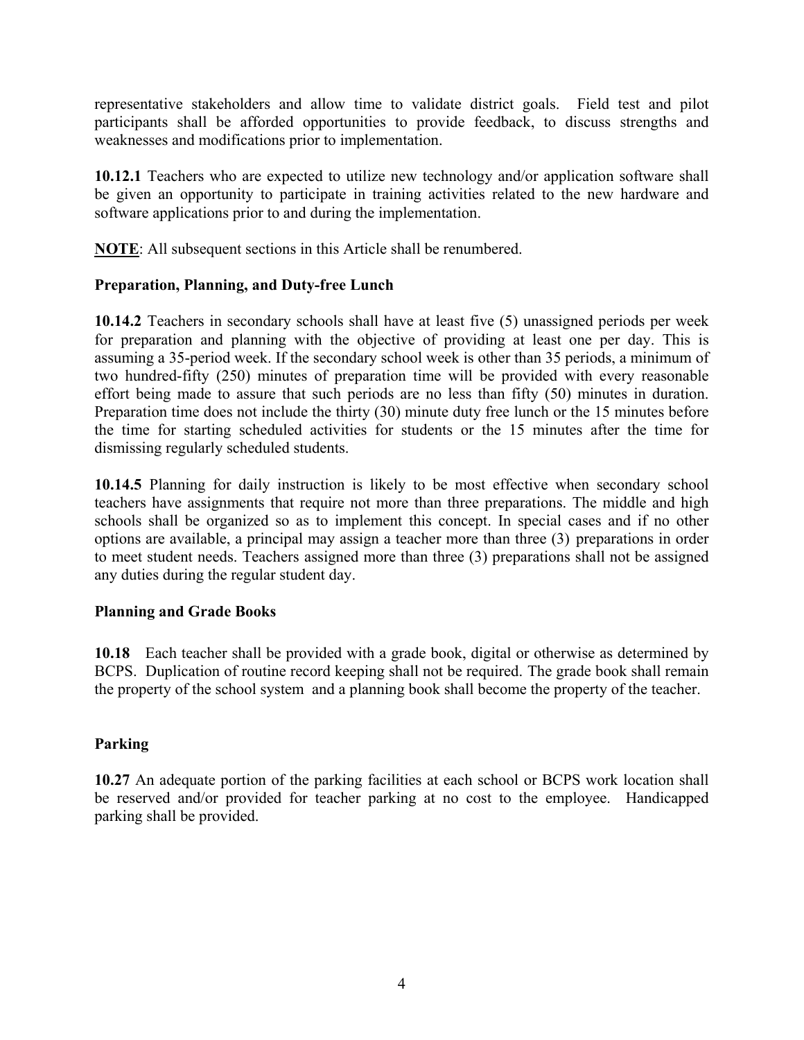representative stakeholders and allow time to validate district goals. Field test and pilot participants shall be afforded opportunities to provide feedback, to discuss strengths and weaknesses and modifications prior to implementation.

**10.12.1** Teachers who are expected to utilize new technology and/or application software shall be given an opportunity to participate in training activities related to the new hardware and software applications prior to and during the implementation.

**NOTE**: All subsequent sections in this Article shall be renumbered.

**Preparation, Planning, and Duty-free Lunch**

**10.14.2** Teachers in secondary schools shall have at least five (5) unassigned periods per week for preparation and planning with the objective of providing at least one per day. This is assuming a 35-period week. If the secondary school week is other than 35 periods, a minimum of two hundred-fifty (250) minutes of preparation time will be provided with every reasonable effort being made to assure that such periods are no less than fifty (50) minutes in duration. Preparation time does not include the thirty (30) minute duty free lunch or the 15 minutes before the time for starting scheduled activities for students or the 15 minutes after the time for dismissing regularly scheduled students.

**10.14.5** Planning for daily instruction is likely to be most effective when secondary school teachers have assignments that require not more than three preparations. The middle and high schools shall be organized so as to implement this concept. In special cases and if no other options are available, a principal may assign a teacher more than three (3) preparations in order to meet student needs. Teachers assigned more than three (3) preparations shall not be assigned any duties during the regular student day.

**Planning and Grade Books**

**10.18** Each teacher shall be provided with a grade book, digital or otherwise as determined by BCPS. Duplication of routine record keeping shall not be required. The grade book shall remain the property of the school system and a planning book shall become the property of the teacher.

**Parking**

**10.27** An adequate portion of the parking facilities at each school or BCPS work location shall be reserved and/or provided for teacher parking at no cost to the employee. Handicapped parking shall be provided.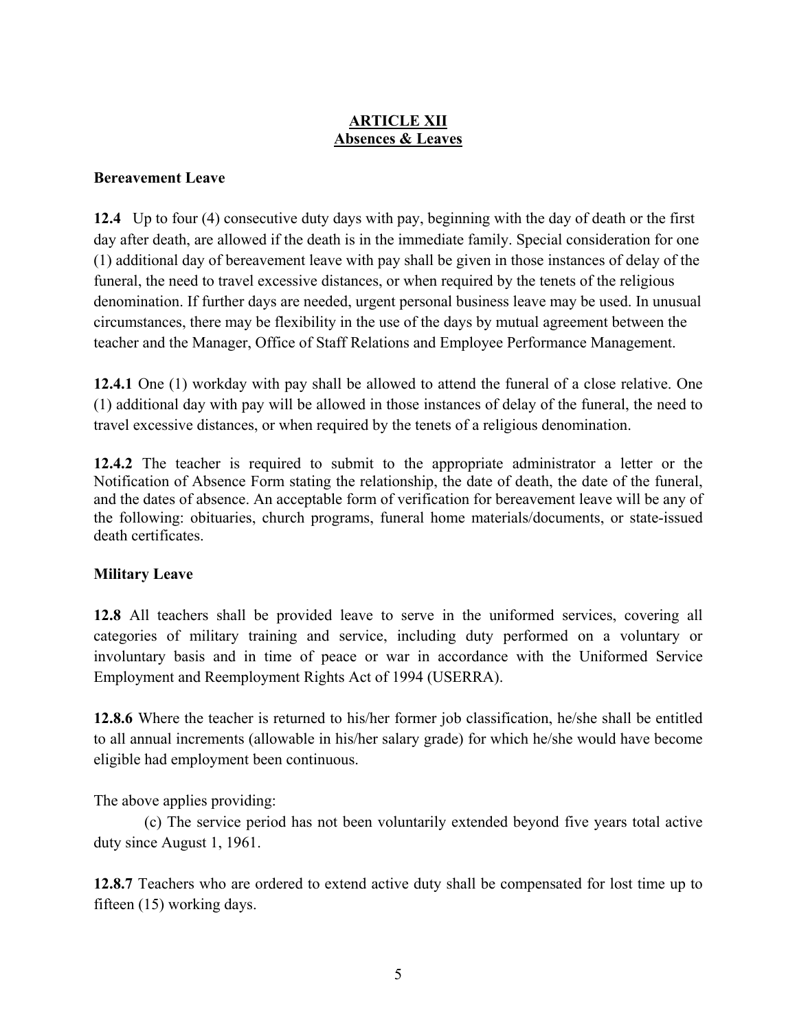## ARTICLE XII
## Absences & Leaves

### Bereavement Leave

**12.4** Up to four (4) consecutive duty days with pay, beginning with the day of death or the first day after death, are allowed if the death is in the immediate family. Special consideration for one (1) additional day of bereavement leave with pay shall be given in those instances of delay of the funeral, the need to travel excessive distances, or when required by the tenets of the religious denomination. If further days are needed, urgent personal business leave may be used. In unusual circumstances, there may be flexibility in the use of the days by mutual agreement between the teacher and the Manager, Office of Staff Relations and Employee Performance Management.

**12.4.1** One (1) workday with pay shall be allowed to attend the funeral of a close relative. One (1) additional day with pay will be allowed in those instances of delay of the funeral, the need to travel excessive distances, or when required by the tenets of a religious denomination.

**12.4.2** The teacher is required to submit to the appropriate administrator a letter or the Notification of Absence Form stating the relationship, the date of death, the date of the funeral, and the dates of absence. An acceptable form of verification for bereavement leave will be any of the following: obituaries, church programs, funeral home materials/documents, or state-issued death certificates.

### Military Leave

**12.8** All teachers shall be provided leave to serve in the uniformed services, covering all categories of military training and service, including duty performed on a voluntary or involuntary basis and in time of peace or war in accordance with the Uniformed Service Employment and Reemployment Rights Act of 1994 (USERRA).

**12.8.6** Where the teacher is returned to his/her former job classification, he/she shall be entitled to all annual increments (allowable in his/her salary grade) for which he/she would have become eligible had employment been continuous.

The above applies providing:

(c) The service period has not been voluntarily extended beyond five years total active duty since August 1, 1961.

**12.8.7** Teachers who are ordered to extend active duty shall be compensated for lost time up to fifteen (15) working days.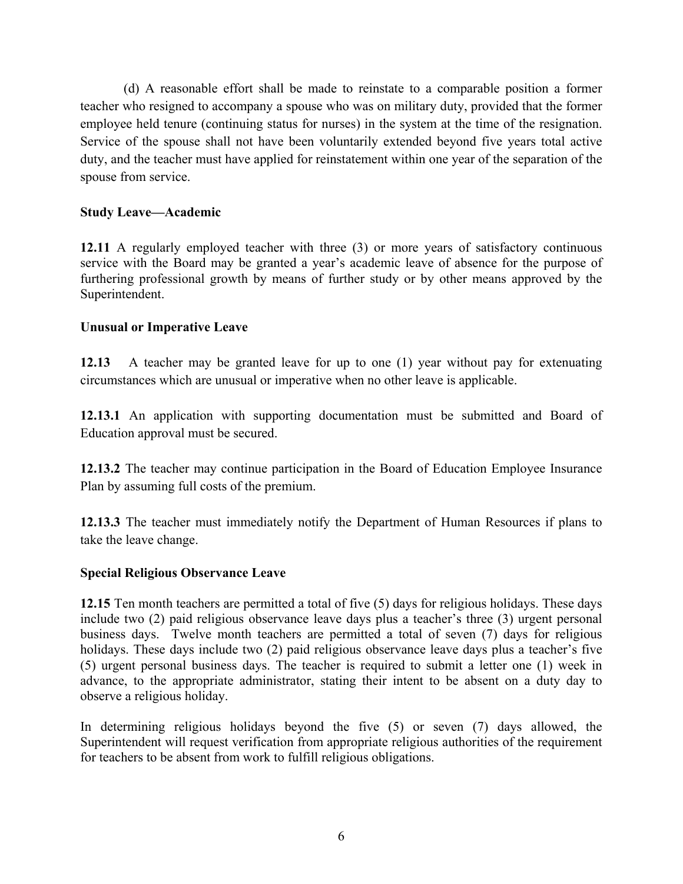(d) A reasonable effort shall be made to reinstate to a comparable position a former teacher who resigned to accompany a spouse who was on military duty, provided that the former employee held tenure (continuing status for nurses) in the system at the time of the resignation. Service of the spouse shall not have been voluntarily extended beyond five years total active duty, and the teacher must have applied for reinstatement within one year of the separation of the spouse from service.

**Study Leave—Academic**

**12.11** A regularly employed teacher with three (3) or more years of satisfactory continuous service with the Board may be granted a year's academic leave of absence for the purpose of furthering professional growth by means of further study or by other means approved by the Superintendent.

**Unusual or Imperative Leave**

**12.13** A teacher may be granted leave for up to one (1) year without pay for extenuating circumstances which are unusual or imperative when no other leave is applicable.

**12.13.1** An application with supporting documentation must be submitted and Board of Education approval must be secured.

**12.13.2** The teacher may continue participation in the Board of Education Employee Insurance Plan by assuming full costs of the premium.

**12.13.3** The teacher must immediately notify the Department of Human Resources if plans to take the leave change.

**Special Religious Observance Leave**

**12.15** Ten month teachers are permitted a total of five (5) days for religious holidays. These days include two (2) paid religious observance leave days plus a teacher's three (3) urgent personal business days. Twelve month teachers are permitted a total of seven (7) days for religious holidays. These days include two (2) paid religious observance leave days plus a teacher's five (5) urgent personal business days. The teacher is required to submit a letter one (1) week in advance, to the appropriate administrator, stating their intent to be absent on a duty day to observe a religious holiday.

In determining religious holidays beyond the five (5) or seven (7) days allowed, the Superintendent will request verification from appropriate religious authorities of the requirement for teachers to be absent from work to fulfill religious obligations.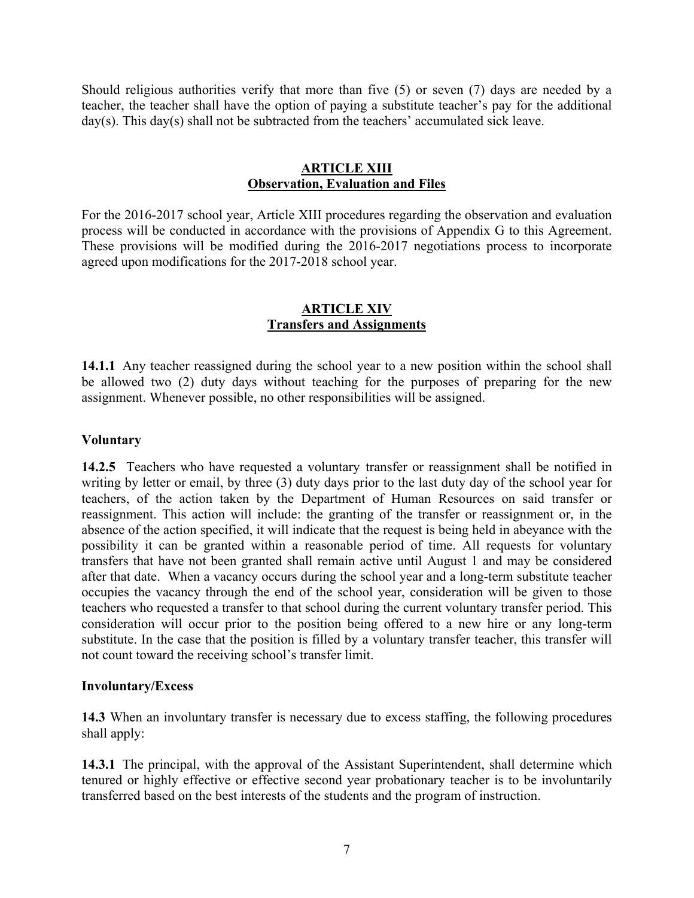Should religious authorities verify that more than five (5) or seven (7) days are needed by a teacher, the teacher shall have the option of paying a substitute teacher's pay for the additional day(s). This day(s) shall not be subtracted from the teachers' accumulated sick leave.

## ARTICLE XIII
## Observation, Evaluation and Files

For the 2016-2017 school year, Article XIII procedures regarding the observation and evaluation process will be conducted in accordance with the provisions of Appendix G to this Agreement. These provisions will be modified during the 2016-2017 negotiations process to incorporate agreed upon modifications for the 2017-2018 school year.

## ARTICLE XIV
## Transfers and Assignments

**14.1.1** Any teacher reassigned during the school year to a new position within the school shall be allowed two (2) duty days without teaching for the purposes of preparing for the new assignment. Whenever possible, no other responsibilities will be assigned.

### Voluntary

**14.2.5** Teachers who have requested a voluntary transfer or reassignment shall be notified in writing by letter or email, by three (3) duty days prior to the last duty day of the school year for teachers, of the action taken by the Department of Human Resources on said transfer or reassignment. This action will include: the granting of the transfer or reassignment or, in the absence of the action specified, it will indicate that the request is being held in abeyance with the possibility it can be granted within a reasonable period of time. All requests for voluntary transfers that have not been granted shall remain active until August 1 and may be considered after that date. When a vacancy occurs during the school year and a long-term substitute teacher occupies the vacancy through the end of the school year, consideration will be given to those teachers who requested a transfer to that school during the current voluntary transfer period. This consideration will occur prior to the position being offered to a new hire or any long-term substitute. In the case that the position is filled by a voluntary transfer teacher, this transfer will not count toward the receiving school's transfer limit.

### Involuntary/Excess

**14.3** When an involuntary transfer is necessary due to excess staffing, the following procedures shall apply:

**14.3.1** The principal, with the approval of the Assistant Superintendent, shall determine which tenured or highly effective or effective second year probationary teacher is to be involuntarily transferred based on the best interests of the students and the program of instruction.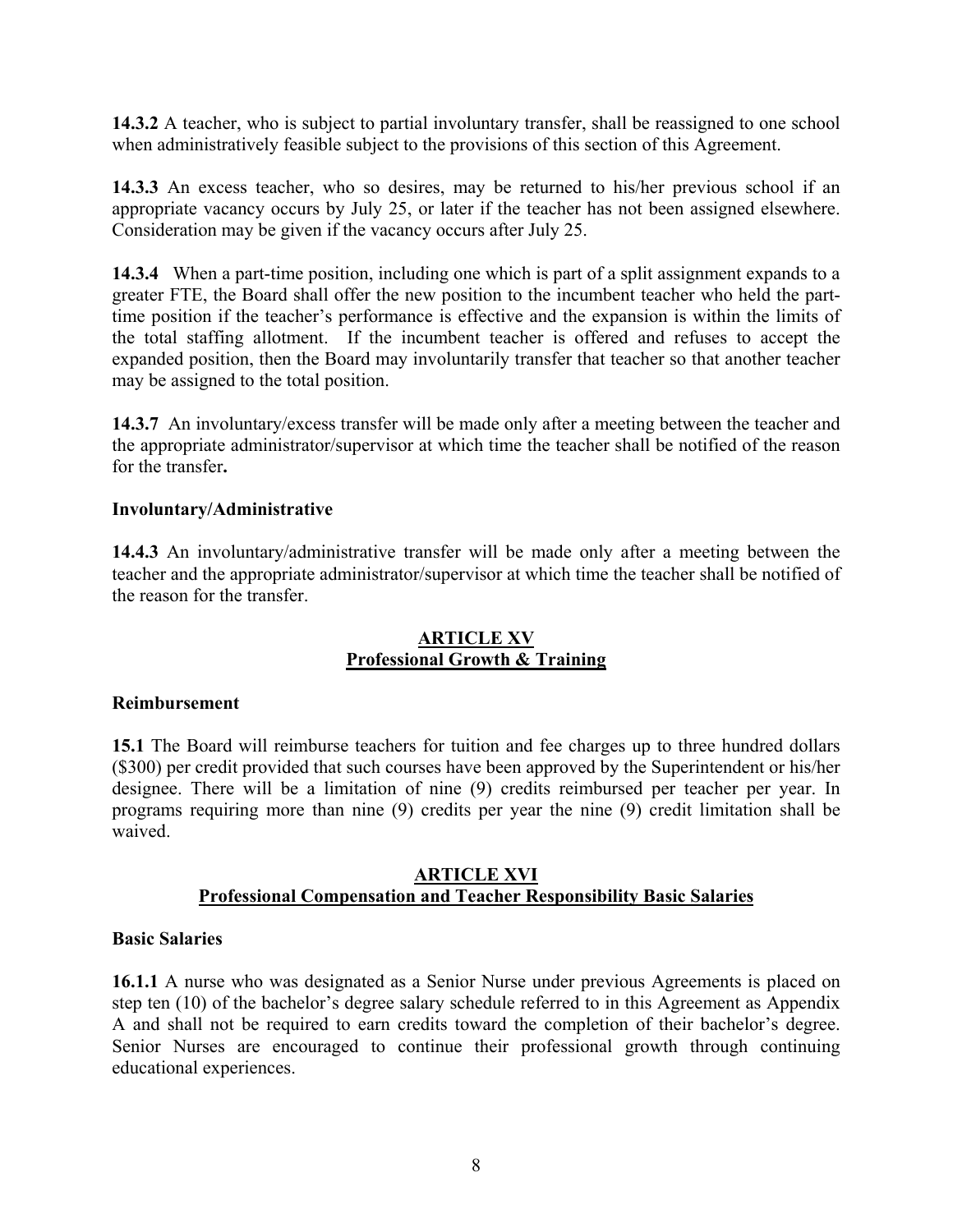**14.3.2** A teacher, who is subject to partial involuntary transfer, shall be reassigned to one school when administratively feasible subject to the provisions of this section of this Agreement.

**14.3.3** An excess teacher, who so desires, may be returned to his/her previous school if an appropriate vacancy occurs by July 25, or later if the teacher has not been assigned elsewhere. Consideration may be given if the vacancy occurs after July 25.

**14.3.4** When a part-time position, including one which is part of a split assignment expands to a greater FTE, the Board shall offer the new position to the incumbent teacher who held the part-time position if the teacher's performance is effective and the expansion is within the limits of the total staffing allotment. If the incumbent teacher is offered and refuses to accept the expanded position, then the Board may involuntarily transfer that teacher so that another teacher may be assigned to the total position.

**14.3.7** An involuntary/excess transfer will be made only after a meeting between the teacher and the appropriate administrator/supervisor at which time the teacher shall be notified of the reason for the transfer**.**

**Involuntary/Administrative**

**14.4.3** An involuntary/administrative transfer will be made only after a meeting between the teacher and the appropriate administrator/supervisor at which time the teacher shall be notified of the reason for the transfer.

## ARTICLE XV
## Professional Growth & Training

**Reimbursement**

**15.1** The Board will reimburse teachers for tuition and fee charges up to three hundred dollars ($300) per credit provided that such courses have been approved by the Superintendent or his/her designee. There will be a limitation of nine (9) credits reimbursed per teacher per year. In programs requiring more than nine (9) credits per year the nine (9) credit limitation shall be waived.

## ARTICLE XVI
## Professional Compensation and Teacher Responsibility Basic Salaries

**Basic Salaries**

**16.1.1** A nurse who was designated as a Senior Nurse under previous Agreements is placed on step ten (10) of the bachelor's degree salary schedule referred to in this Agreement as Appendix A and shall not be required to earn credits toward the completion of their bachelor's degree. Senior Nurses are encouraged to continue their professional growth through continuing educational experiences.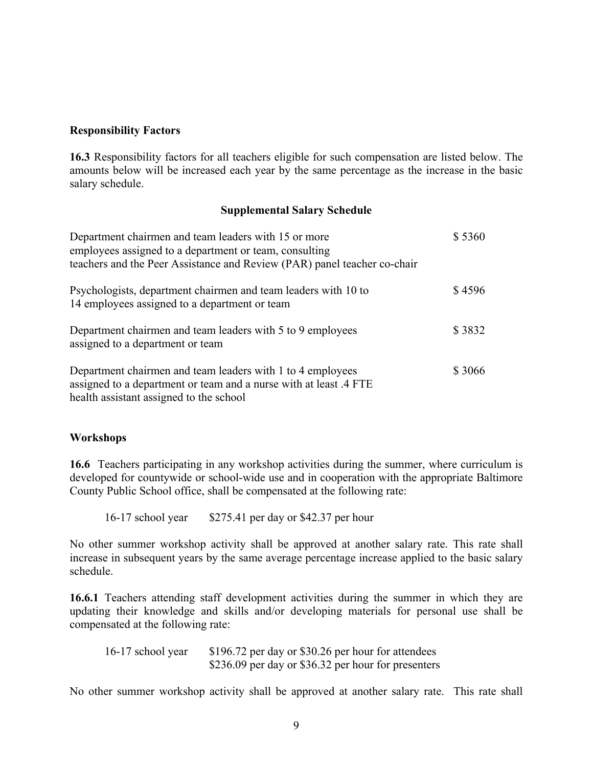**Responsibility Factors**

**16.3** Responsibility factors for all teachers eligible for such compensation are listed below. The amounts below will be increased each year by the same percentage as the increase in the basic salary schedule.

**Supplemental Salary Schedule**

| | |
|---|---|
| Department chairmen and team leaders with 15 or more employees assigned to a department or team, consulting teachers and the Peer Assistance and Review (PAR) panel teacher co-chair | $ 5360 |
| Psychologists, department chairmen and team leaders with 10 to 14 employees assigned to a department or team | $ 4596 |
| Department chairmen and team leaders with 5 to 9 employees assigned to a department or team | $ 3832 |
| Department chairmen and team leaders with 1 to 4 employees assigned to a department or team and a nurse with at least .4 FTE health assistant assigned to the school | $ 3066 |

**Workshops**

**16.6** Teachers participating in any workshop activities during the summer, where curriculum is developed for countywide or school-wide use and in cooperation with the appropriate Baltimore County Public School office, shall be compensated at the following rate:

16-17 school year $275.41 per day or $42.37 per hour

No other summer workshop activity shall be approved at another salary rate. This rate shall increase in subsequent years by the same average percentage increase applied to the basic salary schedule.

**16.6.1** Teachers attending staff development activities during the summer in which they are updating their knowledge and skills and/or developing materials for personal use shall be compensated at the following rate:

16-17 school year $196.72 per day or $30.26 per hour for attendees
$236.09 per day or $36.32 per hour for presenters

No other summer workshop activity shall be approved at another salary rate. This rate shall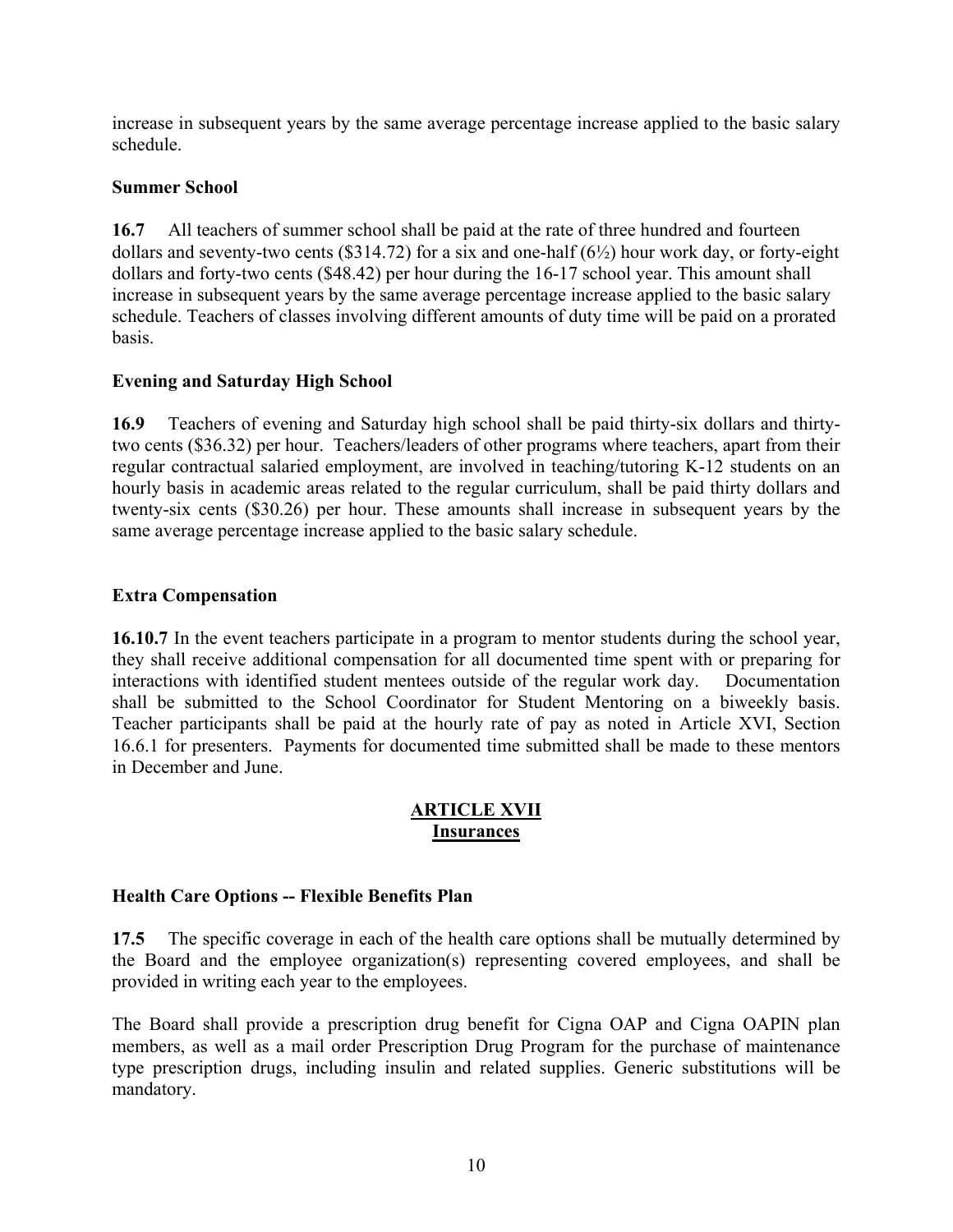increase in subsequent years by the same average percentage increase applied to the basic salary schedule.

**Summer School**

**16.7** All teachers of summer school shall be paid at the rate of three hundred and fourteen dollars and seventy-two cents ($314.72) for a six and one-half (6½) hour work day, or forty-eight dollars and forty-two cents ($48.42) per hour during the 16-17 school year. This amount shall increase in subsequent years by the same average percentage increase applied to the basic salary schedule. Teachers of classes involving different amounts of duty time will be paid on a prorated basis.

**Evening and Saturday High School**

**16.9** Teachers of evening and Saturday high school shall be paid thirty-six dollars and thirty-two cents ($36.32) per hour. Teachers/leaders of other programs where teachers, apart from their regular contractual salaried employment, are involved in teaching/tutoring K-12 students on an hourly basis in academic areas related to the regular curriculum, shall be paid thirty dollars and twenty-six cents ($30.26) per hour. These amounts shall increase in subsequent years by the same average percentage increase applied to the basic salary schedule.

**Extra Compensation**

**16.10.7** In the event teachers participate in a program to mentor students during the school year, they shall receive additional compensation for all documented time spent with or preparing for interactions with identified student mentees outside of the regular work day. Documentation shall be submitted to the School Coordinator for Student Mentoring on a biweekly basis. Teacher participants shall be paid at the hourly rate of pay as noted in Article XVI, Section 16.6.1 for presenters. Payments for documented time submitted shall be made to these mentors in December and June.

## ARTICLE XVII
## Insurances

**Health Care Options -- Flexible Benefits Plan**

**17.5** The specific coverage in each of the health care options shall be mutually determined by the Board and the employee organization(s) representing covered employees, and shall be provided in writing each year to the employees.

The Board shall provide a prescription drug benefit for Cigna OAP and Cigna OAPIN plan members, as well as a mail order Prescription Drug Program for the purchase of maintenance type prescription drugs, including insulin and related supplies. Generic substitutions will be mandatory.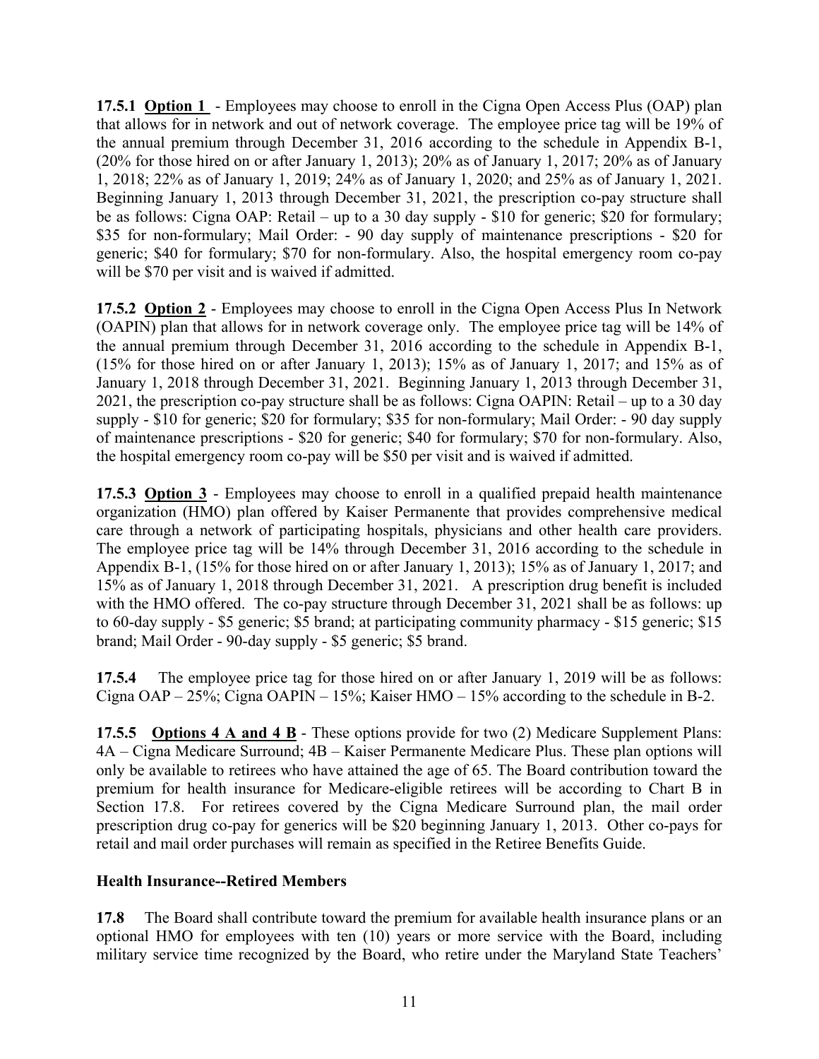**17.5.1** **<u>Option 1</u>** - Employees may choose to enroll in the Cigna Open Access Plus (OAP) plan that allows for in network and out of network coverage. The employee price tag will be 19% of the annual premium through December 31, 2016 according to the schedule in Appendix B-1, (20% for those hired on or after January 1, 2013); 20% as of January 1, 2017; 20% as of January 1, 2018; 22% as of January 1, 2019; 24% as of January 1, 2020; and 25% as of January 1, 2021. Beginning January 1, 2013 through December 31, 2021, the prescription co-pay structure shall be as follows: Cigna OAP: Retail – up to a 30 day supply - $10 for generic; $20 for formulary; $35 for non-formulary; Mail Order: - 90 day supply of maintenance prescriptions - $20 for generic; $40 for formulary; $70 for non-formulary. Also, the hospital emergency room co-pay will be $70 per visit and is waived if admitted.

**17.5.2** **<u>Option 2</u>** - Employees may choose to enroll in the Cigna Open Access Plus In Network (OAPIN) plan that allows for in network coverage only. The employee price tag will be 14% of the annual premium through December 31, 2016 according to the schedule in Appendix B-1, (15% for those hired on or after January 1, 2013); 15% as of January 1, 2017; and 15% as of January 1, 2018 through December 31, 2021. Beginning January 1, 2013 through December 31, 2021, the prescription co-pay structure shall be as follows: Cigna OAPIN: Retail – up to a 30 day supply - $10 for generic; $20 for formulary; $35 for non-formulary; Mail Order: - 90 day supply of maintenance prescriptions - $20 for generic; $40 for formulary; $70 for non-formulary. Also, the hospital emergency room co-pay will be $50 per visit and is waived if admitted.

**17.5.3** **<u>Option 3</u>** - Employees may choose to enroll in a qualified prepaid health maintenance organization (HMO) plan offered by Kaiser Permanente that provides comprehensive medical care through a network of participating hospitals, physicians and other health care providers. The employee price tag will be 14% through December 31, 2016 according to the schedule in Appendix B-1, (15% for those hired on or after January 1, 2013); 15% as of January 1, 2017; and 15% as of January 1, 2018 through December 31, 2021. A prescription drug benefit is included with the HMO offered. The co-pay structure through December 31, 2021 shall be as follows: up to 60-day supply - $5 generic; $5 brand; at participating community pharmacy - $15 generic; $15 brand; Mail Order - 90-day supply - $5 generic; $5 brand.

**17.5.4** The employee price tag for those hired on or after January 1, 2019 will be as follows: Cigna OAP – 25%; Cigna OAPIN – 15%; Kaiser HMO – 15% according to the schedule in B-2.

**17.5.5** **<u>Options 4 A and 4 B</u>** - These options provide for two (2) Medicare Supplement Plans: 4A – Cigna Medicare Surround; 4B – Kaiser Permanente Medicare Plus. These plan options will only be available to retirees who have attained the age of 65. The Board contribution toward the premium for health insurance for Medicare-eligible retirees will be according to Chart B in Section 17.8. For retirees covered by the Cigna Medicare Surround plan, the mail order prescription drug co-pay for generics will be $20 beginning January 1, 2013. Other co-pays for retail and mail order purchases will remain as specified in the Retiree Benefits Guide.

**Health Insurance--Retired Members**

**17.8** The Board shall contribute toward the premium for available health insurance plans or an optional HMO for employees with ten (10) years or more service with the Board, including military service time recognized by the Board, who retire under the Maryland State Teachers'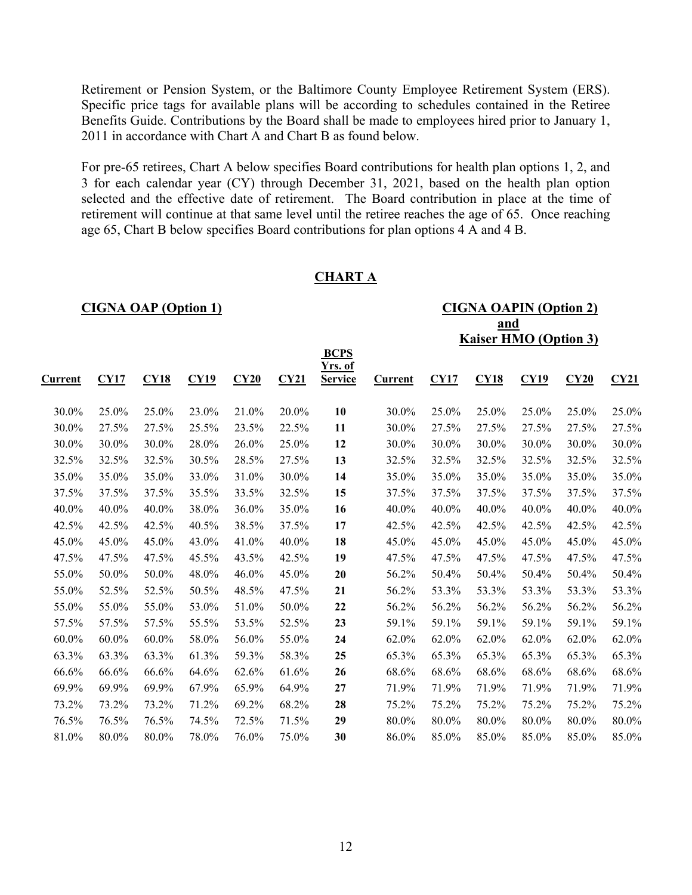Retirement or Pension System, or the Baltimore County Employee Retirement System (ERS). Specific price tags for available plans will be according to schedules contained in the Retiree Benefits Guide. Contributions by the Board shall be made to employees hired prior to January 1, 2011 in accordance with Chart A and Chart B as found below.

For pre-65 retirees, Chart A below specifies Board contributions for health plan options 1, 2, and 3 for each calendar year (CY) through December 31, 2021, based on the health plan option selected and the effective date of retirement. The Board contribution in place at the time of retirement will continue at that same level until the retiree reaches the age of 65. Once reaching age 65, Chart B below specifies Board contributions for plan options 4 A and 4 B.

## CHART A

| CIGNA OAP (Option 1) | | | | | | | CIGNA OAPIN (Option 2) and Kaiser HMO (Option 3) | | | | | |
|---|---|---|---|---|---|---|---|---|---|---|---|---|
| **Current** | **CY17** | **CY18** | **CY19** | **CY20** | **CY21** | **BCPS Yrs. of Service** | **Current** | **CY17** | **CY18** | **CY19** | **CY20** | **CY21** |
| 30.0% | 25.0% | 25.0% | 23.0% | 21.0% | 20.0% | **10** | 30.0% | 25.0% | 25.0% | 25.0% | 25.0% | 25.0% |
| 30.0% | 27.5% | 27.5% | 25.5% | 23.5% | 22.5% | **11** | 30.0% | 27.5% | 27.5% | 27.5% | 27.5% | 27.5% |
| 30.0% | 30.0% | 30.0% | 28.0% | 26.0% | 25.0% | **12** | 30.0% | 30.0% | 30.0% | 30.0% | 30.0% | 30.0% |
| 32.5% | 32.5% | 32.5% | 30.5% | 28.5% | 27.5% | **13** | 32.5% | 32.5% | 32.5% | 32.5% | 32.5% | 32.5% |
| 35.0% | 35.0% | 35.0% | 33.0% | 31.0% | 30.0% | **14** | 35.0% | 35.0% | 35.0% | 35.0% | 35.0% | 35.0% |
| 37.5% | 37.5% | 37.5% | 35.5% | 33.5% | 32.5% | **15** | 37.5% | 37.5% | 37.5% | 37.5% | 37.5% | 37.5% |
| 40.0% | 40.0% | 40.0% | 38.0% | 36.0% | 35.0% | **16** | 40.0% | 40.0% | 40.0% | 40.0% | 40.0% | 40.0% |
| 42.5% | 42.5% | 42.5% | 40.5% | 38.5% | 37.5% | **17** | 42.5% | 42.5% | 42.5% | 42.5% | 42.5% | 42.5% |
| 45.0% | 45.0% | 45.0% | 43.0% | 41.0% | 40.0% | **18** | 45.0% | 45.0% | 45.0% | 45.0% | 45.0% | 45.0% |
| 47.5% | 47.5% | 47.5% | 45.5% | 43.5% | 42.5% | **19** | 47.5% | 47.5% | 47.5% | 47.5% | 47.5% | 47.5% |
| 55.0% | 50.0% | 50.0% | 48.0% | 46.0% | 45.0% | **20** | 56.2% | 50.4% | 50.4% | 50.4% | 50.4% | 50.4% |
| 55.0% | 52.5% | 52.5% | 50.5% | 48.5% | 47.5% | **21** | 56.2% | 53.3% | 53.3% | 53.3% | 53.3% | 53.3% |
| 55.0% | 55.0% | 55.0% | 53.0% | 51.0% | 50.0% | **22** | 56.2% | 56.2% | 56.2% | 56.2% | 56.2% | 56.2% |
| 57.5% | 57.5% | 57.5% | 55.5% | 53.5% | 52.5% | **23** | 59.1% | 59.1% | 59.1% | 59.1% | 59.1% | 59.1% |
| 60.0% | 60.0% | 60.0% | 58.0% | 56.0% | 55.0% | **24** | 62.0% | 62.0% | 62.0% | 62.0% | 62.0% | 62.0% |
| 63.3% | 63.3% | 63.3% | 61.3% | 59.3% | 58.3% | **25** | 65.3% | 65.3% | 65.3% | 65.3% | 65.3% | 65.3% |
| 66.6% | 66.6% | 66.6% | 64.6% | 62.6% | 61.6% | **26** | 68.6% | 68.6% | 68.6% | 68.6% | 68.6% | 68.6% |
| 69.9% | 69.9% | 69.9% | 67.9% | 65.9% | 64.9% | **27** | 71.9% | 71.9% | 71.9% | 71.9% | 71.9% | 71.9% |
| 73.2% | 73.2% | 73.2% | 71.2% | 69.2% | 68.2% | **28** | 75.2% | 75.2% | 75.2% | 75.2% | 75.2% | 75.2% |
| 76.5% | 76.5% | 76.5% | 74.5% | 72.5% | 71.5% | **29** | 80.0% | 80.0% | 80.0% | 80.0% | 80.0% | 80.0% |
| 81.0% | 80.0% | 80.0% | 78.0% | 76.0% | 75.0% | **30** | 86.0% | 85.0% | 85.0% | 85.0% | 85.0% | 85.0% |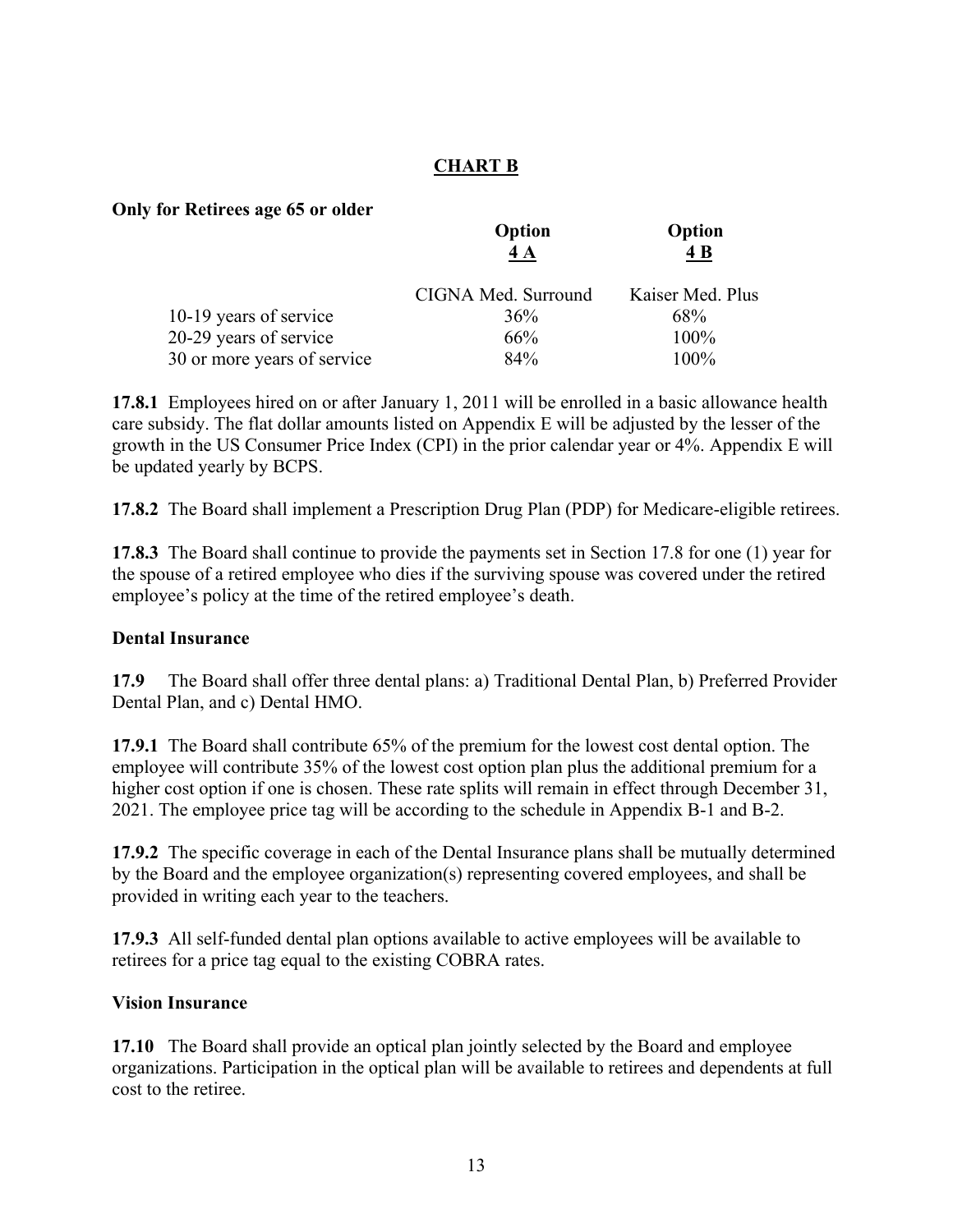## CHART B

**Only for Retirees age 65 or older**

| | **Option 4 A** | **Option 4 B** |
|---|---|---|
| | CIGNA Med. Surround | Kaiser Med. Plus |
| 10-19 years of service | 36% | 68% |
| 20-29 years of service | 66% | 100% |
| 30 or more years of service | 84% | 100% |

**17.8.1** Employees hired on or after January 1, 2011 will be enrolled in a basic allowance health care subsidy. The flat dollar amounts listed on Appendix E will be adjusted by the lesser of the growth in the US Consumer Price Index (CPI) in the prior calendar year or 4%. Appendix E will be updated yearly by BCPS.

**17.8.2** The Board shall implement a Prescription Drug Plan (PDP) for Medicare-eligible retirees.

**17.8.3** The Board shall continue to provide the payments set in Section 17.8 for one (1) year for the spouse of a retired employee who dies if the surviving spouse was covered under the retired employee's policy at the time of the retired employee's death.

**Dental Insurance**

**17.9** The Board shall offer three dental plans: a) Traditional Dental Plan, b) Preferred Provider Dental Plan, and c) Dental HMO.

**17.9.1** The Board shall contribute 65% of the premium for the lowest cost dental option. The employee will contribute 35% of the lowest cost option plan plus the additional premium for a higher cost option if one is chosen. These rate splits will remain in effect through December 31, 2021. The employee price tag will be according to the schedule in Appendix B-1 and B-2.

**17.9.2** The specific coverage in each of the Dental Insurance plans shall be mutually determined by the Board and the employee organization(s) representing covered employees, and shall be provided in writing each year to the teachers.

**17.9.3** All self-funded dental plan options available to active employees will be available to retirees for a price tag equal to the existing COBRA rates.

**Vision Insurance**

**17.10** The Board shall provide an optical plan jointly selected by the Board and employee organizations. Participation in the optical plan will be available to retirees and dependents at full cost to the retiree.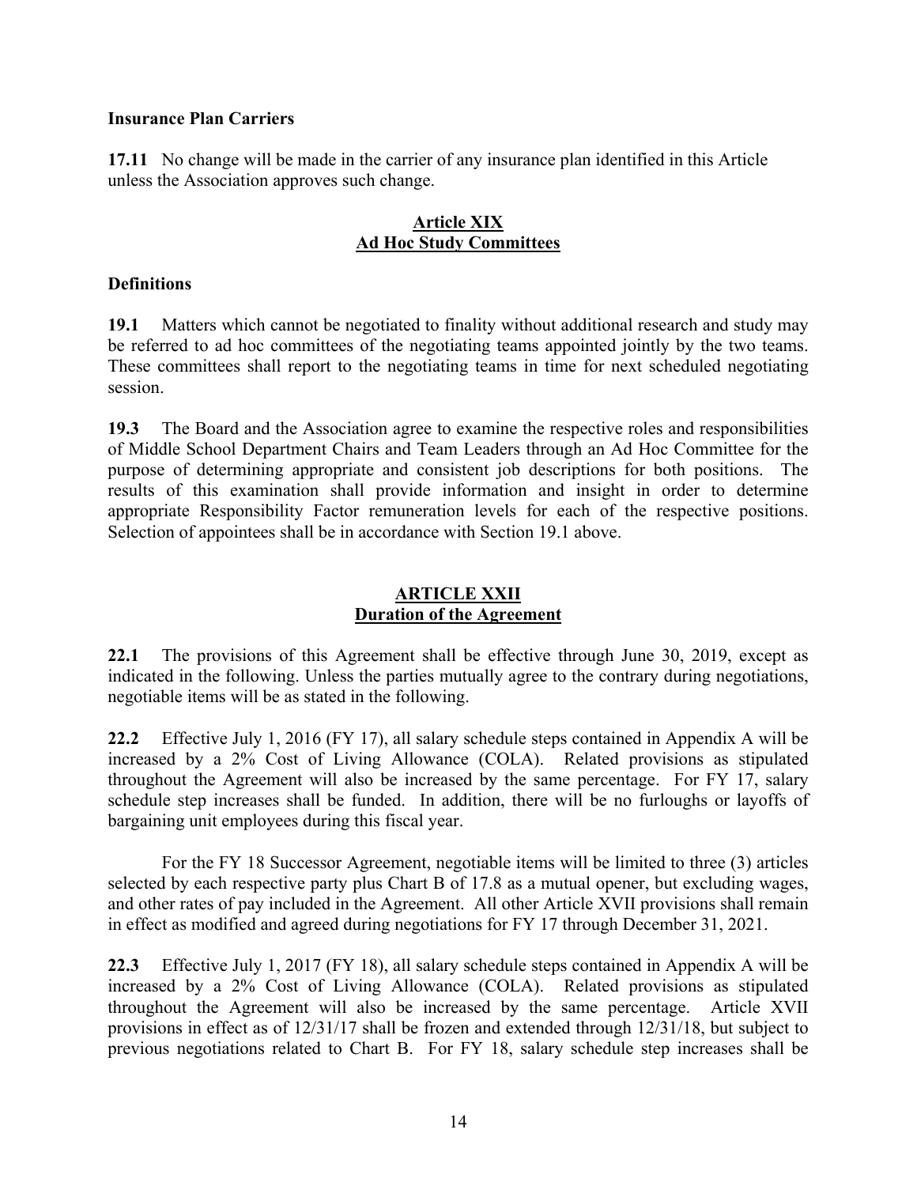**Insurance Plan Carriers**

**17.11** No change will be made in the carrier of any insurance plan identified in this Article unless the Association approves such change.

## Article XIX
## Ad Hoc Study Committees

**Definitions**

**19.1** Matters which cannot be negotiated to finality without additional research and study may be referred to ad hoc committees of the negotiating teams appointed jointly by the two teams. These committees shall report to the negotiating teams in time for next scheduled negotiating session.

**19.3** The Board and the Association agree to examine the respective roles and responsibilities of Middle School Department Chairs and Team Leaders through an Ad Hoc Committee for the purpose of determining appropriate and consistent job descriptions for both positions. The results of this examination shall provide information and insight in order to determine appropriate Responsibility Factor remuneration levels for each of the respective positions. Selection of appointees shall be in accordance with Section 19.1 above.

## ARTICLE XXII
## Duration of the Agreement

**22.1** The provisions of this Agreement shall be effective through June 30, 2019, except as indicated in the following. Unless the parties mutually agree to the contrary during negotiations, negotiable items will be as stated in the following.

**22.2** Effective July 1, 2016 (FY 17), all salary schedule steps contained in Appendix A will be increased by a 2% Cost of Living Allowance (COLA). Related provisions as stipulated throughout the Agreement will also be increased by the same percentage. For FY 17, salary schedule step increases shall be funded. In addition, there will be no furloughs or layoffs of bargaining unit employees during this fiscal year.

For the FY 18 Successor Agreement, negotiable items will be limited to three (3) articles selected by each respective party plus Chart B of 17.8 as a mutual opener, but excluding wages, and other rates of pay included in the Agreement. All other Article XVII provisions shall remain in effect as modified and agreed during negotiations for FY 17 through December 31, 2021.

**22.3** Effective July 1, 2017 (FY 18), all salary schedule steps contained in Appendix A will be increased by a 2% Cost of Living Allowance (COLA). Related provisions as stipulated throughout the Agreement will also be increased by the same percentage. Article XVII provisions in effect as of 12/31/17 shall be frozen and extended through 12/31/18, but subject to previous negotiations related to Chart B. For FY 18, salary schedule step increases shall be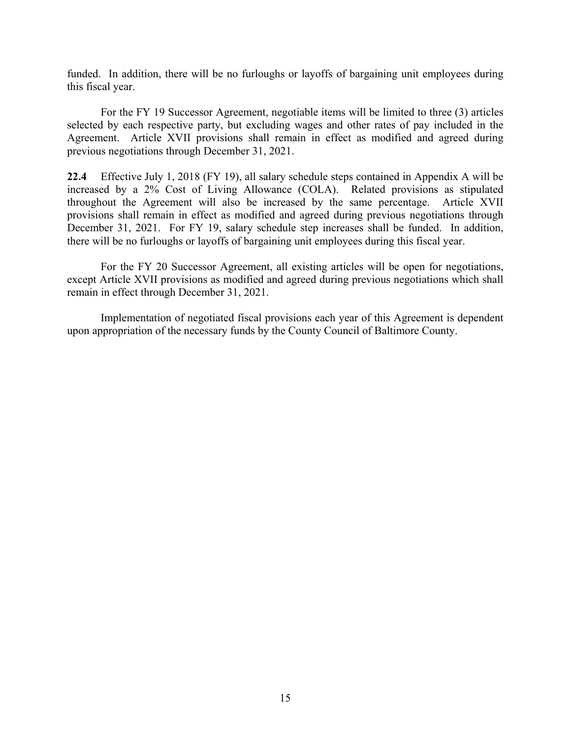funded. In addition, there will be no furloughs or layoffs of bargaining unit employees during this fiscal year.

For the FY 19 Successor Agreement, negotiable items will be limited to three (3) articles selected by each respective party, but excluding wages and other rates of pay included in the Agreement. Article XVII provisions shall remain in effect as modified and agreed during previous negotiations through December 31, 2021.

**22.4** Effective July 1, 2018 (FY 19), all salary schedule steps contained in Appendix A will be increased by a 2% Cost of Living Allowance (COLA). Related provisions as stipulated throughout the Agreement will also be increased by the same percentage. Article XVII provisions shall remain in effect as modified and agreed during previous negotiations through December 31, 2021. For FY 19, salary schedule step increases shall be funded. In addition, there will be no furloughs or layoffs of bargaining unit employees during this fiscal year.

For the FY 20 Successor Agreement, all existing articles will be open for negotiations, except Article XVII provisions as modified and agreed during previous negotiations which shall remain in effect through December 31, 2021.

Implementation of negotiated fiscal provisions each year of this Agreement is dependent upon appropriation of the necessary funds by the County Council of Baltimore County.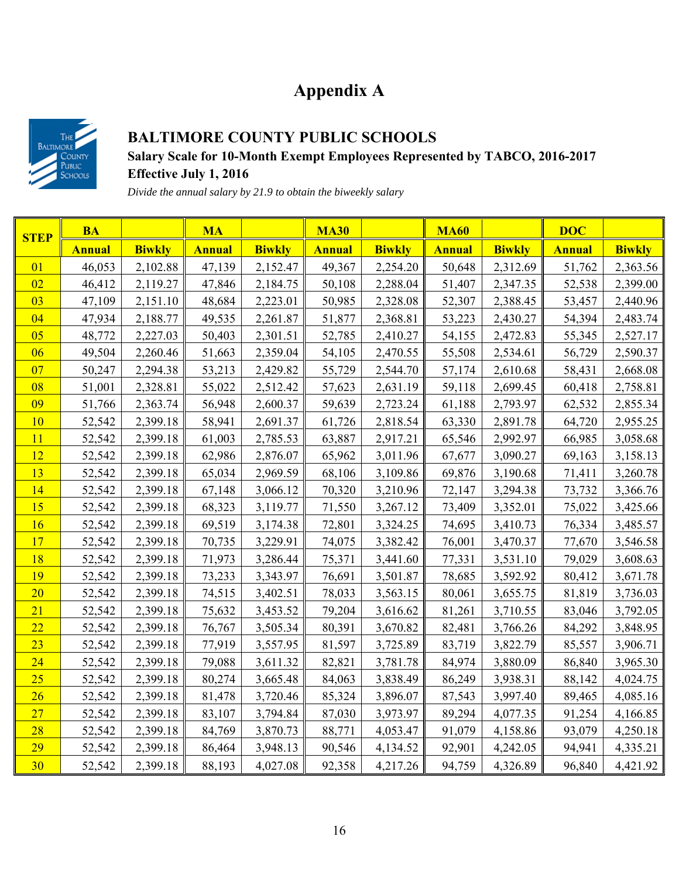# Appendix A

## BALTIMORE COUNTY PUBLIC SCHOOLS

**Salary Scale for 10-Month Exempt Employees Represented by TABCO, 2016-2017**

**Effective July 1, 2016**

*Divide the annual salary by 21.9 to obtain the biweekly salary*

| STEP | BA | | MA | | MA30 | | MA60 | | DOC | |
|---|---|---|---|---|---|---|---|---|---|---|
| | Annual | Biwkly | Annual | Biwkly | Annual | Biwkly | Annual | Biwkly | Annual | Biwkly |
| 01 | 46,053 | 2,102.88 | 47,139 | 2,152.47 | 49,367 | 2,254.20 | 50,648 | 2,312.69 | 51,762 | 2,363.56 |
| 02 | 46,412 | 2,119.27 | 47,846 | 2,184.75 | 50,108 | 2,288.04 | 51,407 | 2,347.35 | 52,538 | 2,399.00 |
| 03 | 47,109 | 2,151.10 | 48,684 | 2,223.01 | 50,985 | 2,328.08 | 52,307 | 2,388.45 | 53,457 | 2,440.96 |
| 04 | 47,934 | 2,188.77 | 49,535 | 2,261.87 | 51,877 | 2,368.81 | 53,223 | 2,430.27 | 54,394 | 2,483.74 |
| 05 | 48,772 | 2,227.03 | 50,403 | 2,301.51 | 52,785 | 2,410.27 | 54,155 | 2,472.83 | 55,345 | 2,527.17 |
| 06 | 49,504 | 2,260.46 | 51,663 | 2,359.04 | 54,105 | 2,470.55 | 55,508 | 2,534.61 | 56,729 | 2,590.37 |
| 07 | 50,247 | 2,294.38 | 53,213 | 2,429.82 | 55,729 | 2,544.70 | 57,174 | 2,610.68 | 58,431 | 2,668.08 |
| 08 | 51,001 | 2,328.81 | 55,022 | 2,512.42 | 57,623 | 2,631.19 | 59,118 | 2,699.45 | 60,418 | 2,758.81 |
| 09 | 51,766 | 2,363.74 | 56,948 | 2,600.37 | 59,639 | 2,723.24 | 61,188 | 2,793.97 | 62,532 | 2,855.34 |
| 10 | 52,542 | 2,399.18 | 58,941 | 2,691.37 | 61,726 | 2,818.54 | 63,330 | 2,891.78 | 64,720 | 2,955.25 |
| 11 | 52,542 | 2,399.18 | 61,003 | 2,785.53 | 63,887 | 2,917.21 | 65,546 | 2,992.97 | 66,985 | 3,058.68 |
| 12 | 52,542 | 2,399.18 | 62,986 | 2,876.07 | 65,962 | 3,011.96 | 67,677 | 3,090.27 | 69,163 | 3,158.13 |
| 13 | 52,542 | 2,399.18 | 65,034 | 2,969.59 | 68,106 | 3,109.86 | 69,876 | 3,190.68 | 71,411 | 3,260.78 |
| 14 | 52,542 | 2,399.18 | 67,148 | 3,066.12 | 70,320 | 3,210.96 | 72,147 | 3,294.38 | 73,732 | 3,366.76 |
| 15 | 52,542 | 2,399.18 | 68,323 | 3,119.77 | 71,550 | 3,267.12 | 73,409 | 3,352.01 | 75,022 | 3,425.66 |
| 16 | 52,542 | 2,399.18 | 69,519 | 3,174.38 | 72,801 | 3,324.25 | 74,695 | 3,410.73 | 76,334 | 3,485.57 |
| 17 | 52,542 | 2,399.18 | 70,735 | 3,229.91 | 74,075 | 3,382.42 | 76,001 | 3,470.37 | 77,670 | 3,546.58 |
| 18 | 52,542 | 2,399.18 | 71,973 | 3,286.44 | 75,371 | 3,441.60 | 77,331 | 3,531.10 | 79,029 | 3,608.63 |
| 19 | 52,542 | 2,399.18 | 73,233 | 3,343.97 | 76,691 | 3,501.87 | 78,685 | 3,592.92 | 80,412 | 3,671.78 |
| 20 | 52,542 | 2,399.18 | 74,515 | 3,402.51 | 78,033 | 3,563.15 | 80,061 | 3,655.75 | 81,819 | 3,736.03 |
| 21 | 52,542 | 2,399.18 | 75,632 | 3,453.52 | 79,204 | 3,616.62 | 81,261 | 3,710.55 | 83,046 | 3,792.05 |
| 22 | 52,542 | 2,399.18 | 76,767 | 3,505.34 | 80,391 | 3,670.82 | 82,481 | 3,766.26 | 84,292 | 3,848.95 |
| 23 | 52,542 | 2,399.18 | 77,919 | 3,557.95 | 81,597 | 3,725.89 | 83,719 | 3,822.79 | 85,557 | 3,906.71 |
| 24 | 52,542 | 2,399.18 | 79,088 | 3,611.32 | 82,821 | 3,781.78 | 84,974 | 3,880.09 | 86,840 | 3,965.30 |
| 25 | 52,542 | 2,399.18 | 80,274 | 3,665.48 | 84,063 | 3,838.49 | 86,249 | 3,938.31 | 88,142 | 4,024.75 |
| 26 | 52,542 | 2,399.18 | 81,478 | 3,720.46 | 85,324 | 3,896.07 | 87,543 | 3,997.40 | 89,465 | 4,085.16 |
| 27 | 52,542 | 2,399.18 | 83,107 | 3,794.84 | 87,030 | 3,973.97 | 89,294 | 4,077.35 | 91,254 | 4,166.85 |
| 28 | 52,542 | 2,399.18 | 84,769 | 3,870.73 | 88,771 | 4,053.47 | 91,079 | 4,158.86 | 93,079 | 4,250.18 |
| 29 | 52,542 | 2,399.18 | 86,464 | 3,948.13 | 90,546 | 4,134.52 | 92,901 | 4,242.05 | 94,941 | 4,335.21 |
| 30 | 52,542 | 2,399.18 | 88,193 | 4,027.08 | 92,358 | 4,217.26 | 94,759 | 4,326.89 | 96,840 | 4,421.92 |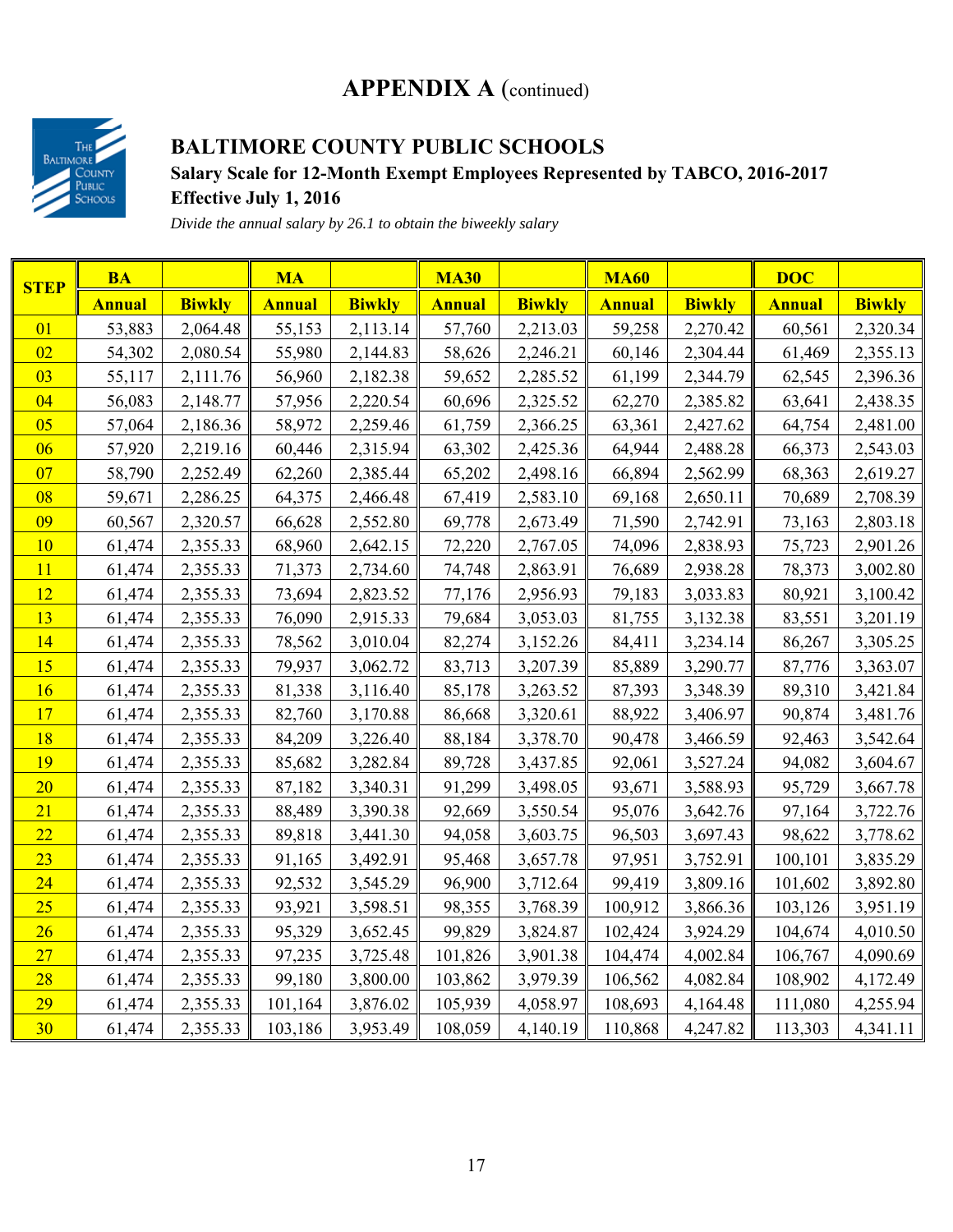# APPENDIX A (continued)

## BALTIMORE COUNTY PUBLIC SCHOOLS

### Salary Scale for 12-Month Exempt Employees Represented by TABCO, 2016-2017

### Effective July 1, 2016

*Divide the annual salary by 26.1 to obtain the biweekly salary*

| STEP | BA | | MA | | MA30 | | MA60 | | DOC | |
|---|---|---|---|---|---|---|---|---|---|---|
| | Annual | Biwkly | Annual | Biwkly | Annual | Biwkly | Annual | Biwkly | Annual | Biwkly |
| 01 | 53,883 | 2,064.48 | 55,153 | 2,113.14 | 57,760 | 2,213.03 | 59,258 | 2,270.42 | 60,561 | 2,320.34 |
| 02 | 54,302 | 2,080.54 | 55,980 | 2,144.83 | 58,626 | 2,246.21 | 60,146 | 2,304.44 | 61,469 | 2,355.13 |
| 03 | 55,117 | 2,111.76 | 56,960 | 2,182.38 | 59,652 | 2,285.52 | 61,199 | 2,344.79 | 62,545 | 2,396.36 |
| 04 | 56,083 | 2,148.77 | 57,956 | 2,220.54 | 60,696 | 2,325.52 | 62,270 | 2,385.82 | 63,641 | 2,438.35 |
| 05 | 57,064 | 2,186.36 | 58,972 | 2,259.46 | 61,759 | 2,366.25 | 63,361 | 2,427.62 | 64,754 | 2,481.00 |
| 06 | 57,920 | 2,219.16 | 60,446 | 2,315.94 | 63,302 | 2,425.36 | 64,944 | 2,488.28 | 66,373 | 2,543.03 |
| 07 | 58,790 | 2,252.49 | 62,260 | 2,385.44 | 65,202 | 2,498.16 | 66,894 | 2,562.99 | 68,363 | 2,619.27 |
| 08 | 59,671 | 2,286.25 | 64,375 | 2,466.48 | 67,419 | 2,583.10 | 69,168 | 2,650.11 | 70,689 | 2,708.39 |
| 09 | 60,567 | 2,320.57 | 66,628 | 2,552.80 | 69,778 | 2,673.49 | 71,590 | 2,742.91 | 73,163 | 2,803.18 |
| 10 | 61,474 | 2,355.33 | 68,960 | 2,642.15 | 72,220 | 2,767.05 | 74,096 | 2,838.93 | 75,723 | 2,901.26 |
| 11 | 61,474 | 2,355.33 | 71,373 | 2,734.60 | 74,748 | 2,863.91 | 76,689 | 2,938.28 | 78,373 | 3,002.80 |
| 12 | 61,474 | 2,355.33 | 73,694 | 2,823.52 | 77,176 | 2,956.93 | 79,183 | 3,033.83 | 80,921 | 3,100.42 |
| 13 | 61,474 | 2,355.33 | 76,090 | 2,915.33 | 79,684 | 3,053.03 | 81,755 | 3,132.38 | 83,551 | 3,201.19 |
| 14 | 61,474 | 2,355.33 | 78,562 | 3,010.04 | 82,274 | 3,152.26 | 84,411 | 3,234.14 | 86,267 | 3,305.25 |
| 15 | 61,474 | 2,355.33 | 79,937 | 3,062.72 | 83,713 | 3,207.39 | 85,889 | 3,290.77 | 87,776 | 3,363.07 |
| 16 | 61,474 | 2,355.33 | 81,338 | 3,116.40 | 85,178 | 3,263.52 | 87,393 | 3,348.39 | 89,310 | 3,421.84 |
| 17 | 61,474 | 2,355.33 | 82,760 | 3,170.88 | 86,668 | 3,320.61 | 88,922 | 3,406.97 | 90,874 | 3,481.76 |
| 18 | 61,474 | 2,355.33 | 84,209 | 3,226.40 | 88,184 | 3,378.70 | 90,478 | 3,466.59 | 92,463 | 3,542.64 |
| 19 | 61,474 | 2,355.33 | 85,682 | 3,282.84 | 89,728 | 3,437.85 | 92,061 | 3,527.24 | 94,082 | 3,604.67 |
| 20 | 61,474 | 2,355.33 | 87,182 | 3,340.31 | 91,299 | 3,498.05 | 93,671 | 3,588.93 | 95,729 | 3,667.78 |
| 21 | 61,474 | 2,355.33 | 88,489 | 3,390.38 | 92,669 | 3,550.54 | 95,076 | 3,642.76 | 97,164 | 3,722.76 |
| 22 | 61,474 | 2,355.33 | 89,818 | 3,441.30 | 94,058 | 3,603.75 | 96,503 | 3,697.43 | 98,622 | 3,778.62 |
| 23 | 61,474 | 2,355.33 | 91,165 | 3,492.91 | 95,468 | 3,657.78 | 97,951 | 3,752.91 | 100,101 | 3,835.29 |
| 24 | 61,474 | 2,355.33 | 92,532 | 3,545.29 | 96,900 | 3,712.64 | 99,419 | 3,809.16 | 101,602 | 3,892.80 |
| 25 | 61,474 | 2,355.33 | 93,921 | 3,598.51 | 98,355 | 3,768.39 | 100,912 | 3,866.36 | 103,126 | 3,951.19 |
| 26 | 61,474 | 2,355.33 | 95,329 | 3,652.45 | 99,829 | 3,824.87 | 102,424 | 3,924.29 | 104,674 | 4,010.50 |
| 27 | 61,474 | 2,355.33 | 97,235 | 3,725.48 | 101,826 | 3,901.38 | 104,474 | 4,002.84 | 106,767 | 4,090.69 |
| 28 | 61,474 | 2,355.33 | 99,180 | 3,800.00 | 103,862 | 3,979.39 | 106,562 | 4,082.84 | 108,902 | 4,172.49 |
| 29 | 61,474 | 2,355.33 | 101,164 | 3,876.02 | 105,939 | 4,058.97 | 108,693 | 4,164.48 | 111,080 | 4,255.94 |
| 30 | 61,474 | 2,355.33 | 103,186 | 3,953.49 | 108,059 | 4,140.19 | 110,868 | 4,247.82 | 113,303 | 4,341.11 |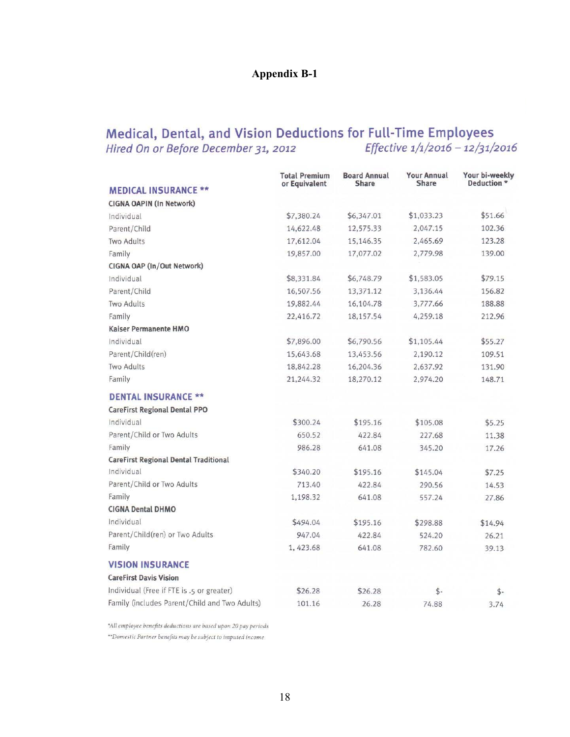# Appendix B-1

## Medical, Dental, and Vision Deductions for Full-Time Employees

*Hired On or Before December 31, 2012* *Effective 1/1/2016 – 12/31/2016*

| | Total Premium or Equivalent | Board Annual Share | Your Annual Share | Your bi-weekly Deduction * |
|---|---|---|---|---|
| **MEDICAL INSURANCE \*\*** | | | | |
| **CIGNA OAPIN (In Network)** | | | | |
| Individual | $7,380.24 | $6,347.01 | $1,033.23 | $51.66 |
| Parent/Child | 14,622.48 | 12,575.33 | 2,047.15 | 102.36 |
| Two Adults | 17,612.04 | 15,146.35 | 2,465.69 | 123.28 |
| Family | 19,857.00 | 17,077.02 | 2,779.98 | 139.00 |
| **CIGNA OAP (In/Out Network)** | | | | |
| Individual | $8,331.84 | $6,748.79 | $1,583.05 | $79.15 |
| Parent/Child | 16,507.56 | 13,371.12 | 3,136.44 | 156.82 |
| Two Adults | 19,882.44 | 16,104.78 | 3,777.66 | 188.88 |
| Family | 22,416.72 | 18,157.54 | 4,259.18 | 212.96 |
| **Kaiser Permanente HMO** | | | | |
| Individual | $7,896.00 | $6,790.56 | $1,105.44 | $55.27 |
| Parent/Child(ren) | 15,643.68 | 13,453.56 | 2,190.12 | 109.51 |
| Two Adults | 18,842.28 | 16,204.36 | 2,637.92 | 131.90 |
| Family | 21,244.32 | 18,270.12 | 2,974.20 | 148.71 |
| **DENTAL INSURANCE \*\*** | | | | |
| **CareFirst Regional Dental PPO** | | | | |
| Individual | $300.24 | $195.16 | $105.08 | $5.25 |
| Parent/Child or Two Adults | 650.52 | 422.84 | 227.68 | 11.38 |
| Family | 986.28 | 641.08 | 345.20 | 17.26 |
| **CareFirst Regional Dental Traditional** | | | | |
| Individual | $340.20 | $195.16 | $145.04 | $7.25 |
| Parent/Child or Two Adults | 713.40 | 422.84 | 290.56 | 14.53 |
| Family | 1,198.32 | 641.08 | 557.24 | 27.86 |
| **CIGNA Dental DHMO** | | | | |
| Individual | $494.04 | $195.16 | $298.88 | $14.94 |
| Parent/Child(ren) or Two Adults | 947.04 | 422.84 | 524.20 | 26.21 |
| Family | 1, 423.68 | 641.08 | 782.60 | 39.13 |
| **VISION INSURANCE** | | | | |
| **CareFirst Davis Vision** | | | | |
| Individual (Free if FTE is .5 or greater) | $26.28 | $26.28 | $- | $- |
| Family (includes Parent/Child and Two Adults) | 101.16 | 26.28 | 74.88 | 3.74 |

*\*All employee benefits deductions are based upon 20 pay periods*

*\*\*Domestic Partner benefits may be subject to imputed income*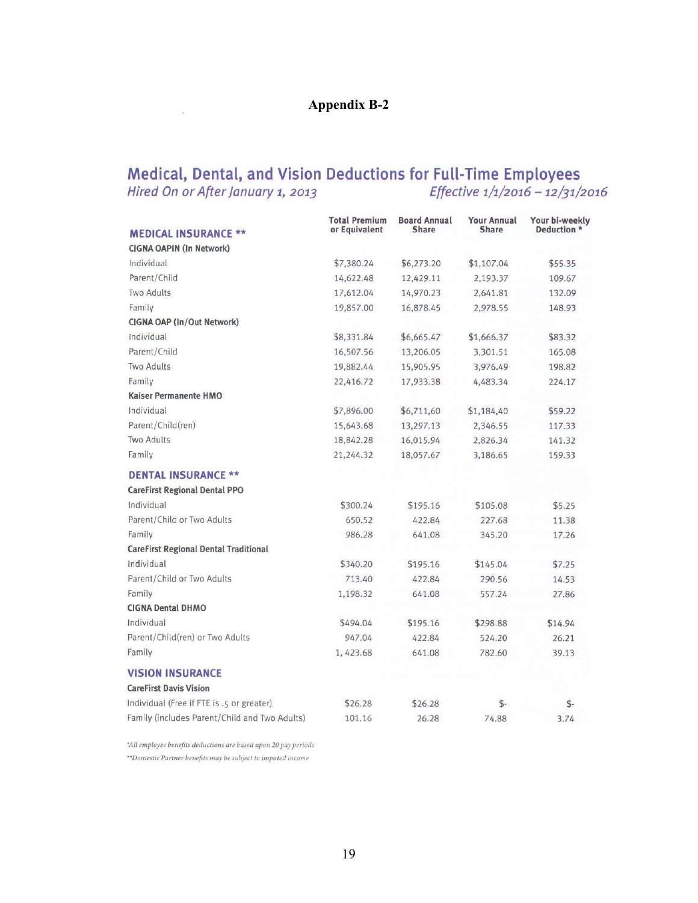# Appendix B-2

## Medical, Dental, and Vision Deductions for Full-Time Employees

*Hired On or After January 1, 2013* — *Effective 1/1/2016 – 12/31/2016*

| MEDICAL INSURANCE ** | Total Premium or Equivalent | Board Annual Share | Your Annual Share | Your bi-weekly Deduction * |
|---|---|---|---|---|
| **CIGNA OAPIN (In Network)** | | | | |
| Individual | $7,380.24 | $6,273.20 | $1,107.04 | $55.35 |
| Parent/Child | 14,622.48 | 12,429.11 | 2,193.37 | 109.67 |
| Two Adults | 17,612.04 | 14,970.23 | 2,641.81 | 132.09 |
| Family | 19,857.00 | 16,878.45 | 2,978.55 | 148.93 |
| **CIGNA OAP (In/Out Network)** | | | | |
| Individual | $8,331.84 | $6,665.47 | $1,666.37 | $83.32 |
| Parent/Child | 16,507.56 | 13,206.05 | 3,301.51 | 165.08 |
| Two Adults | 19,882.44 | 15,905.95 | 3,976.49 | 198.82 |
| Family | 22,416.72 | 17,933.38 | 4,483.34 | 224.17 |
| **Kaiser Permanente HMO** | | | | |
| Individual | $7,896.00 | $6,711,60 | $1,184,40 | $59.22 |
| Parent/Child(ren) | 15,643.68 | 13,297.13 | 2,346.55 | 117.33 |
| Two Adults | 18,842.28 | 16,015.94 | 2,826.34 | 141.32 |
| Family | 21,244.32 | 18,057.67 | 3,186.65 | 159.33 |
| **DENTAL INSURANCE **** | | | | |
| **CareFirst Regional Dental PPO** | | | | |
| Individual | $300.24 | $195.16 | $105.08 | $5.25 |
| Parent/Child or Two Adults | 650.52 | 422.84 | 227.68 | 11.38 |
| Family | 986.28 | 641.08 | 345.20 | 17.26 |
| **CareFirst Regional Dental Traditional** | | | | |
| Individual | $340.20 | $195.16 | $145.04 | $7.25 |
| Parent/Child or Two Adults | 713.40 | 422.84 | 290.56 | 14.53 |
| Family | 1,198.32 | 641.08 | 557.24 | 27.86 |
| **CIGNA Dental DHMO** | | | | |
| Individual | $494.04 | $195.16 | $298.88 | $14.94 |
| Parent/Child(ren) or Two Adults | 947.04 | 422.84 | 524.20 | 26.21 |
| Family | 1, 423.68 | 641.08 | 782.60 | 39.13 |
| **VISION INSURANCE** | | | | |
| **CareFirst Davis Vision** | | | | |
| Individual (Free if FTE is .5 or greater) | $26.28 | $26.28 | $- | $- |
| Family (includes Parent/Child and Two Adults) | 101.16 | 26.28 | 74.88 | 3.74 |

*\*All employee benefits deductions are based upon 20 pay periods*

*\*\*Domestic Partner benefits may be subject to imputed income*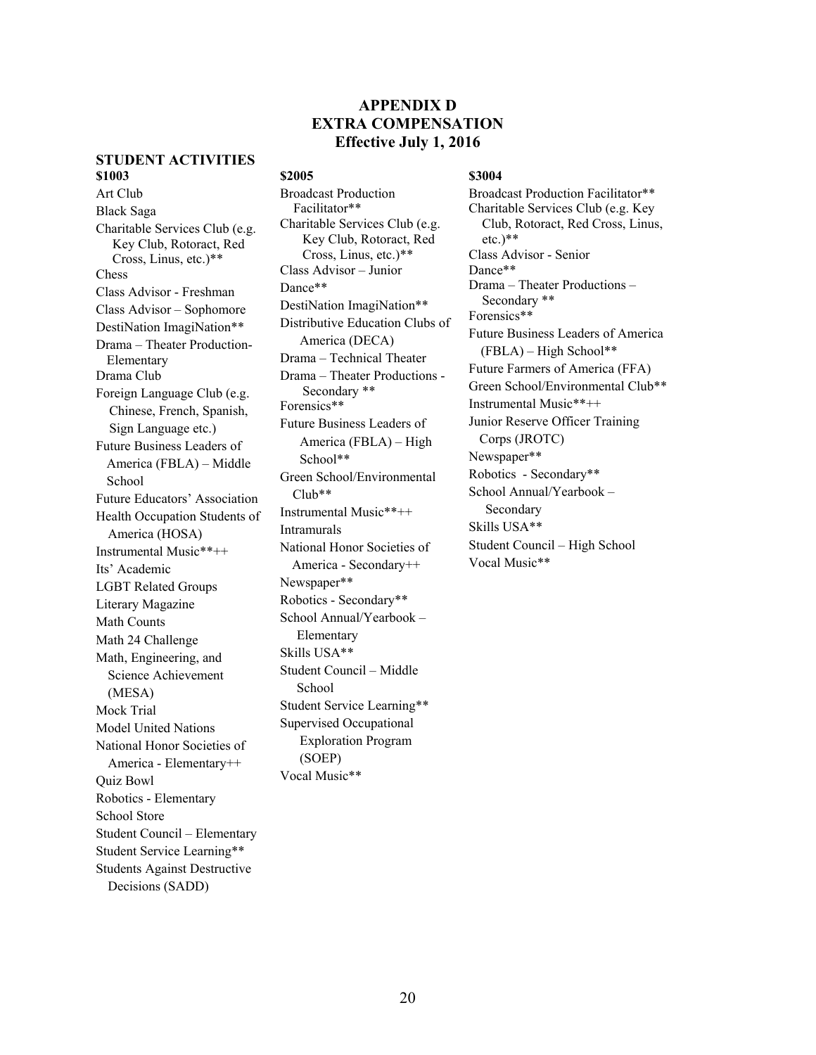# APPENDIX D
# EXTRA COMPENSATION
## Effective July 1, 2016

### STUDENT ACTIVITIES

**$1003**

Art Club
Black Saga
Charitable Services Club (e.g. Key Club, Rotoract, Red Cross, Linus, etc.)**
Chess
Class Advisor - Freshman
Class Advisor – Sophomore
DestiNation ImagiNation**
Drama – Theater Production-Elementary
Drama Club
Foreign Language Club (e.g. Chinese, French, Spanish, Sign Language etc.)
Future Business Leaders of America (FBLA) – Middle School
Future Educators' Association
Health Occupation Students of America (HOSA)
Instrumental Music**++
Its' Academic
LGBT Related Groups
Literary Magazine
Math Counts
Math 24 Challenge
Math, Engineering, and Science Achievement (MESA)
Mock Trial
Model United Nations
National Honor Societies of America - Elementary++
Quiz Bowl
Robotics - Elementary
School Store
Student Council – Elementary
Student Service Learning**
Students Against Destructive Decisions (SADD)

**$2005**

Broadcast Production Facilitator**
Charitable Services Club (e.g. Key Club, Rotoract, Red Cross, Linus, etc.)**
Class Advisor – Junior
Dance**
DestiNation ImagiNation**
Distributive Education Clubs of America (DECA)
Drama – Technical Theater
Drama – Theater Productions - Secondary **
Forensics**
Future Business Leaders of America (FBLA) – High School**
Green School/Environmental Club**
Instrumental Music**++
Intramurals
National Honor Societies of America - Secondary++
Newspaper**
Robotics - Secondary**
School Annual/Yearbook – Elementary
Skills USA**
Student Council – Middle School
Student Service Learning**
Supervised Occupational Exploration Program (SOEP)
Vocal Music**

**$3004**

Broadcast Production Facilitator**
Charitable Services Club (e.g. Key Club, Rotoract, Red Cross, Linus, etc.)**
Class Advisor - Senior
Dance**
Drama – Theater Productions – Secondary **
Forensics**
Future Business Leaders of America (FBLA) – High School**
Future Farmers of America (FFA)
Green School/Environmental Club**
Instrumental Music**++
Junior Reserve Officer Training Corps (JROTC)
Newspaper**
Robotics - Secondary**
School Annual/Yearbook – Secondary
Skills USA**
Student Council – High School
Vocal Music**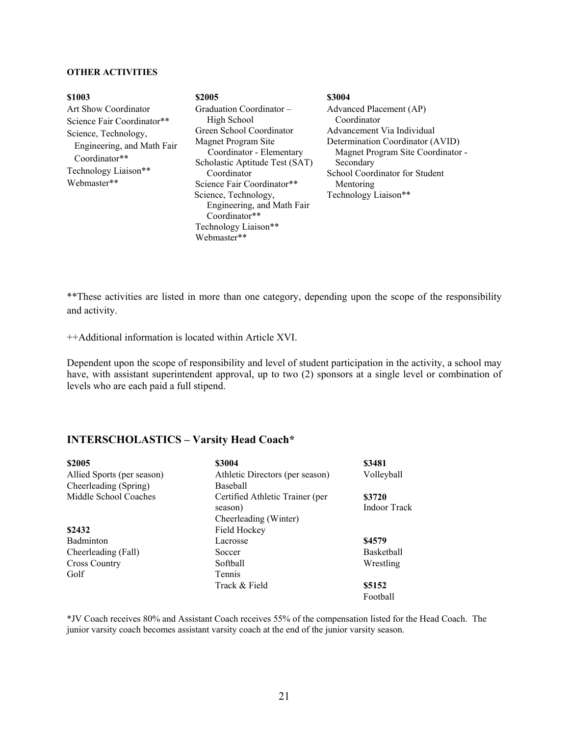**OTHER ACTIVITIES**

**$1003**

Art Show Coordinator
Science Fair Coordinator**
Science, Technology, Engineering, and Math Fair Coordinator**
Technology Liaison**
Webmaster**

**$2005**

Graduation Coordinator – High School
Green School Coordinator
Magnet Program Site Coordinator - Elementary
Scholastic Aptitude Test (SAT) Coordinator
Science Fair Coordinator**
Science, Technology, Engineering, and Math Fair Coordinator**
Technology Liaison**
Webmaster**

**$3004**

Advanced Placement (AP) Coordinator
Advancement Via Individual Determination Coordinator (AVID)
Magnet Program Site Coordinator - Secondary
School Coordinator for Student Mentoring
Technology Liaison**

**These activities are listed in more than one category, depending upon the scope of the responsibility and activity.

++Additional information is located within Article XVI.

Dependent upon the scope of responsibility and level of student participation in the activity, a school may have, with assistant superintendent approval, up to two (2) sponsors at a single level or combination of levels who are each paid a full stipend.

## INTERSCHOLASTICS – Varsity Head Coach*

**$2005**

Allied Sports (per season)
Cheerleading (Spring)
Middle School Coaches

**$2432**

Badminton
Cheerleading (Fall)
Cross Country
Golf

**$3004**

Athletic Directors (per season)
Baseball
Certified Athletic Trainer (per season)
Cheerleading (Winter)
Field Hockey
Lacrosse
Soccer
Softball
Tennis
Track & Field

**$3481**

Volleyball

**$3720**

Indoor Track

**$4579**

Basketball
Wrestling

**$5152**

Football

*JV Coach receives 80% and Assistant Coach receives 55% of the compensation listed for the Head Coach. The junior varsity coach becomes assistant varsity coach at the end of the junior varsity season.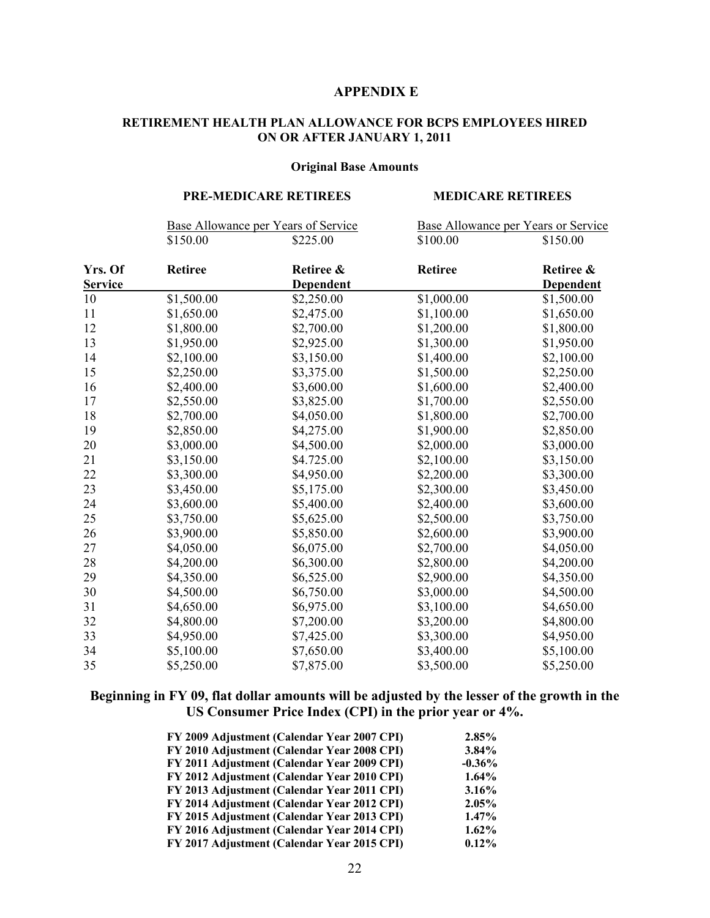# APPENDIX E

## RETIREMENT HEALTH PLAN ALLOWANCE FOR BCPS EMPLOYEES HIRED ON OR AFTER JANUARY 1, 2011

### Original Base Amounts

| | PRE-MEDICARE RETIREES | | MEDICARE RETIREES | |
|---|---|---|---|---|
| | Base Allowance per Years of Service | | Base Allowance per Years or Service | |
| | \$150.00 | \$225.00 | \$100.00 | \$150.00 |
| **Yrs. Of Service** | **Retiree** | **Retiree & Dependent** | **Retiree** | **Retiree & Dependent** |
| 10 | \$1,500.00 | \$2,250.00 | \$1,000.00 | \$1,500.00 |
| 11 | \$1,650.00 | \$2,475.00 | \$1,100.00 | \$1,650.00 |
| 12 | \$1,800.00 | \$2,700.00 | \$1,200.00 | \$1,800.00 |
| 13 | \$1,950.00 | \$2,925.00 | \$1,300.00 | \$1,950.00 |
| 14 | \$2,100.00 | \$3,150.00 | \$1,400.00 | \$2,100.00 |
| 15 | \$2,250.00 | \$3,375.00 | \$1,500.00 | \$2,250.00 |
| 16 | \$2,400.00 | \$3,600.00 | \$1,600.00 | \$2,400.00 |
| 17 | \$2,550.00 | \$3,825.00 | \$1,700.00 | \$2,550.00 |
| 18 | \$2,700.00 | \$4,050.00 | \$1,800.00 | \$2,700.00 |
| 19 | \$2,850.00 | \$4,275.00 | \$1,900.00 | \$2,850.00 |
| 20 | \$3,000.00 | \$4,500.00 | \$2,000.00 | \$3,000.00 |
| 21 | \$3,150.00 | \$4.725.00 | \$2,100.00 | \$3,150.00 |
| 22 | \$3,300.00 | \$4,950.00 | \$2,200.00 | \$3,300.00 |
| 23 | \$3,450.00 | \$5,175.00 | \$2,300.00 | \$3,450.00 |
| 24 | \$3,600.00 | \$5,400.00 | \$2,400.00 | \$3,600.00 |
| 25 | \$3,750.00 | \$5,625.00 | \$2,500.00 | \$3,750.00 |
| 26 | \$3,900.00 | \$5,850.00 | \$2,600.00 | \$3,900.00 |
| 27 | \$4,050.00 | \$6,075.00 | \$2,700.00 | \$4,050.00 |
| 28 | \$4,200.00 | \$6,300.00 | \$2,800.00 | \$4,200.00 |
| 29 | \$4,350.00 | \$6,525.00 | \$2,900.00 | \$4,350.00 |
| 30 | \$4,500.00 | \$6,750.00 | \$3,000.00 | \$4,500.00 |
| 31 | \$4,650.00 | \$6,975.00 | \$3,100.00 | \$4,650.00 |
| 32 | \$4,800.00 | \$7,200.00 | \$3,200.00 | \$4,800.00 |
| 33 | \$4,950.00 | \$7,425.00 | \$3,300.00 | \$4,950.00 |
| 34 | \$5,100.00 | \$7,650.00 | \$3,400.00 | \$5,100.00 |
| 35 | \$5,250.00 | \$7,875.00 | \$3,500.00 | \$5,250.00 |

**Beginning in FY 09, flat dollar amounts will be adjusted by the lesser of the growth in the US Consumer Price Index (CPI) in the prior year or 4%.**

| | |
|---|---|
| **FY 2009 Adjustment (Calendar Year 2007 CPI)** | **2.85%** |
| **FY 2010 Adjustment (Calendar Year 2008 CPI)** | **3.84%** |
| **FY 2011 Adjustment (Calendar Year 2009 CPI)** | **-0.36%** |
| **FY 2012 Adjustment (Calendar Year 2010 CPI)** | **1.64%** |
| **FY 2013 Adjustment (Calendar Year 2011 CPI)** | **3.16%** |
| **FY 2014 Adjustment (Calendar Year 2012 CPI)** | **2.05%** |
| **FY 2015 Adjustment (Calendar Year 2013 CPI)** | **1.47%** |
| **FY 2016 Adjustment (Calendar Year 2014 CPI)** | **1.62%** |
| **FY 2017 Adjustment (Calendar Year 2015 CPI)** | **0.12%** |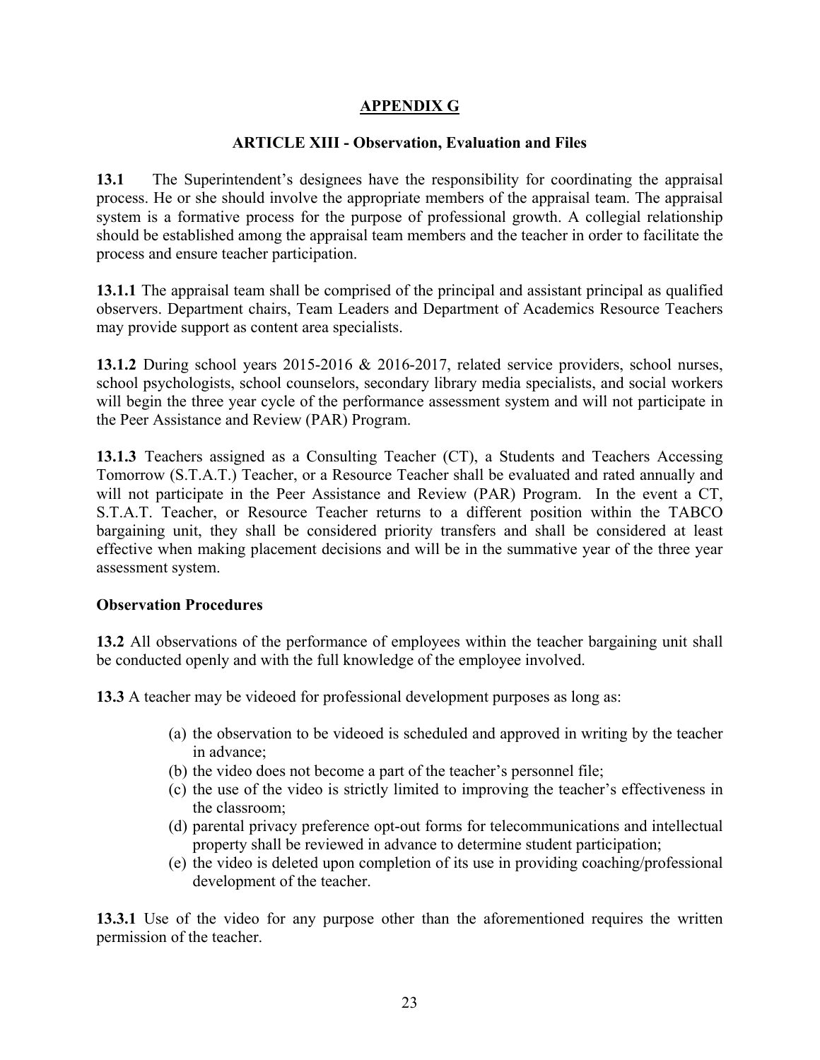# APPENDIX G

## ARTICLE XIII - Observation, Evaluation and Files

**13.1** The Superintendent's designees have the responsibility for coordinating the appraisal process. He or she should involve the appropriate members of the appraisal team. The appraisal system is a formative process for the purpose of professional growth. A collegial relationship should be established among the appraisal team members and the teacher in order to facilitate the process and ensure teacher participation.

**13.1.1** The appraisal team shall be comprised of the principal and assistant principal as qualified observers. Department chairs, Team Leaders and Department of Academics Resource Teachers may provide support as content area specialists.

**13.1.2** During school years 2015-2016 & 2016-2017, related service providers, school nurses, school psychologists, school counselors, secondary library media specialists, and social workers will begin the three year cycle of the performance assessment system and will not participate in the Peer Assistance and Review (PAR) Program.

**13.1.3** Teachers assigned as a Consulting Teacher (CT), a Students and Teachers Accessing Tomorrow (S.T.A.T.) Teacher, or a Resource Teacher shall be evaluated and rated annually and will not participate in the Peer Assistance and Review (PAR) Program. In the event a CT, S.T.A.T. Teacher, or Resource Teacher returns to a different position within the TABCO bargaining unit, they shall be considered priority transfers and shall be considered at least effective when making placement decisions and will be in the summative year of the three year assessment system.

### Observation Procedures

**13.2** All observations of the performance of employees within the teacher bargaining unit shall be conducted openly and with the full knowledge of the employee involved.

**13.3** A teacher may be videoed for professional development purposes as long as:

(a) the observation to be videoed is scheduled and approved in writing by the teacher in advance;
(b) the video does not become a part of the teacher's personnel file;
(c) the use of the video is strictly limited to improving the teacher's effectiveness in the classroom;
(d) parental privacy preference opt-out forms for telecommunications and intellectual property shall be reviewed in advance to determine student participation;
(e) the video is deleted upon completion of its use in providing coaching/professional development of the teacher.

**13.3.1** Use of the video for any purpose other than the aforementioned requires the written permission of the teacher.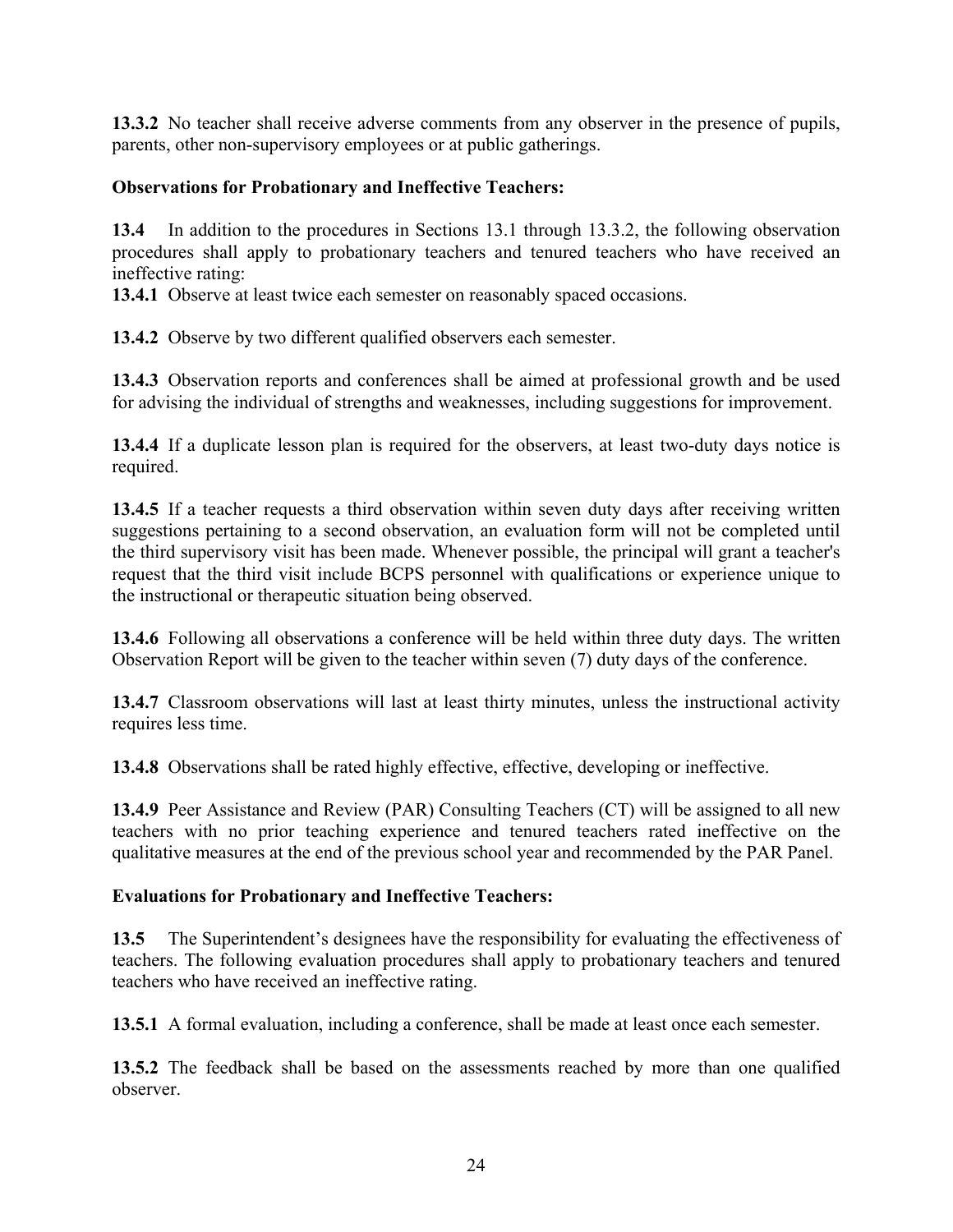**13.3.2** No teacher shall receive adverse comments from any observer in the presence of pupils, parents, other non-supervisory employees or at public gatherings.

**Observations for Probationary and Ineffective Teachers:**

**13.4** In addition to the procedures in Sections 13.1 through 13.3.2, the following observation procedures shall apply to probationary teachers and tenured teachers who have received an ineffective rating:

**13.4.1** Observe at least twice each semester on reasonably spaced occasions.

**13.4.2** Observe by two different qualified observers each semester.

**13.4.3** Observation reports and conferences shall be aimed at professional growth and be used for advising the individual of strengths and weaknesses, including suggestions for improvement.

**13.4.4** If a duplicate lesson plan is required for the observers, at least two-duty days notice is required.

**13.4.5** If a teacher requests a third observation within seven duty days after receiving written suggestions pertaining to a second observation, an evaluation form will not be completed until the third supervisory visit has been made. Whenever possible, the principal will grant a teacher's request that the third visit include BCPS personnel with qualifications or experience unique to the instructional or therapeutic situation being observed.

**13.4.6** Following all observations a conference will be held within three duty days. The written Observation Report will be given to the teacher within seven (7) duty days of the conference.

**13.4.7** Classroom observations will last at least thirty minutes, unless the instructional activity requires less time.

**13.4.8** Observations shall be rated highly effective, effective, developing or ineffective.

**13.4.9** Peer Assistance and Review (PAR) Consulting Teachers (CT) will be assigned to all new teachers with no prior teaching experience and tenured teachers rated ineffective on the qualitative measures at the end of the previous school year and recommended by the PAR Panel.

**Evaluations for Probationary and Ineffective Teachers:**

**13.5** The Superintendent's designees have the responsibility for evaluating the effectiveness of teachers. The following evaluation procedures shall apply to probationary teachers and tenured teachers who have received an ineffective rating.

**13.5.1** A formal evaluation, including a conference, shall be made at least once each semester.

**13.5.2** The feedback shall be based on the assessments reached by more than one qualified observer.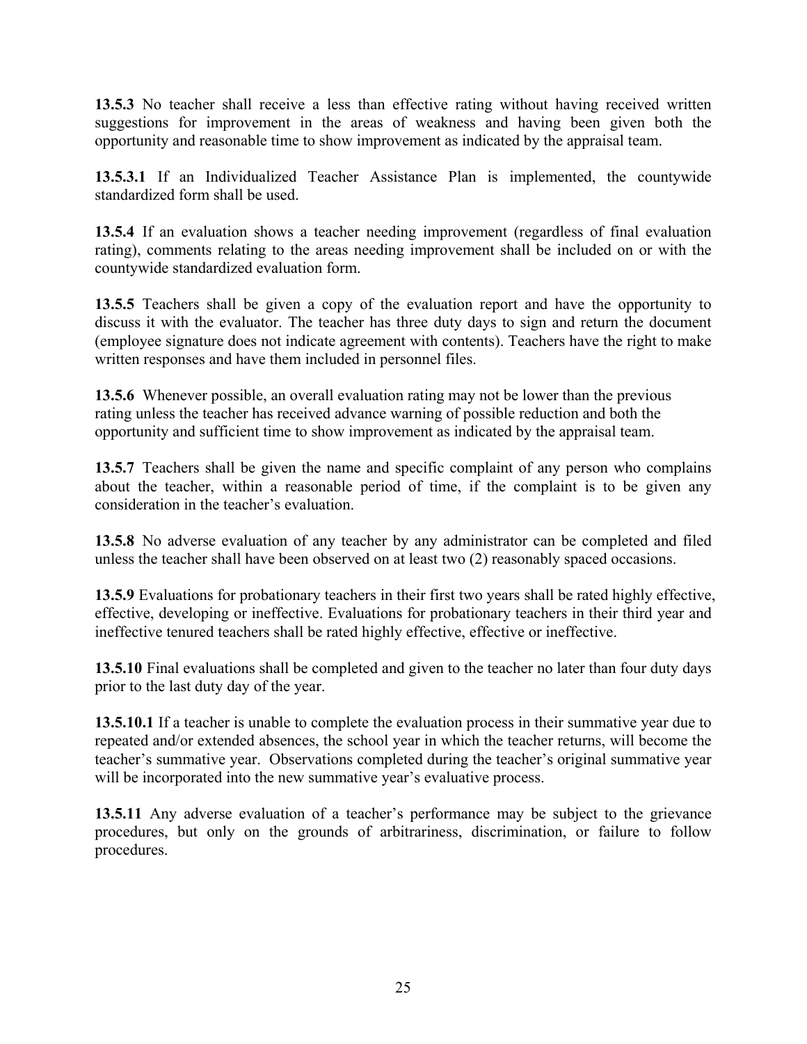**13.5.3** No teacher shall receive a less than effective rating without having received written suggestions for improvement in the areas of weakness and having been given both the opportunity and reasonable time to show improvement as indicated by the appraisal team.

**13.5.3.1** If an Individualized Teacher Assistance Plan is implemented, the countywide standardized form shall be used.

**13.5.4** If an evaluation shows a teacher needing improvement (regardless of final evaluation rating), comments relating to the areas needing improvement shall be included on or with the countywide standardized evaluation form.

**13.5.5** Teachers shall be given a copy of the evaluation report and have the opportunity to discuss it with the evaluator. The teacher has three duty days to sign and return the document (employee signature does not indicate agreement with contents). Teachers have the right to make written responses and have them included in personnel files.

**13.5.6** Whenever possible, an overall evaluation rating may not be lower than the previous rating unless the teacher has received advance warning of possible reduction and both the opportunity and sufficient time to show improvement as indicated by the appraisal team.

**13.5.7** Teachers shall be given the name and specific complaint of any person who complains about the teacher, within a reasonable period of time, if the complaint is to be given any consideration in the teacher's evaluation.

**13.5.8** No adverse evaluation of any teacher by any administrator can be completed and filed unless the teacher shall have been observed on at least two (2) reasonably spaced occasions.

**13.5.9** Evaluations for probationary teachers in their first two years shall be rated highly effective, effective, developing or ineffective. Evaluations for probationary teachers in their third year and ineffective tenured teachers shall be rated highly effective, effective or ineffective.

**13.5.10** Final evaluations shall be completed and given to the teacher no later than four duty days prior to the last duty day of the year.

**13.5.10.1** If a teacher is unable to complete the evaluation process in their summative year due to repeated and/or extended absences, the school year in which the teacher returns, will become the teacher's summative year. Observations completed during the teacher's original summative year will be incorporated into the new summative year's evaluative process.

**13.5.11** Any adverse evaluation of a teacher's performance may be subject to the grievance procedures, but only on the grounds of arbitrariness, discrimination, or failure to follow procedures.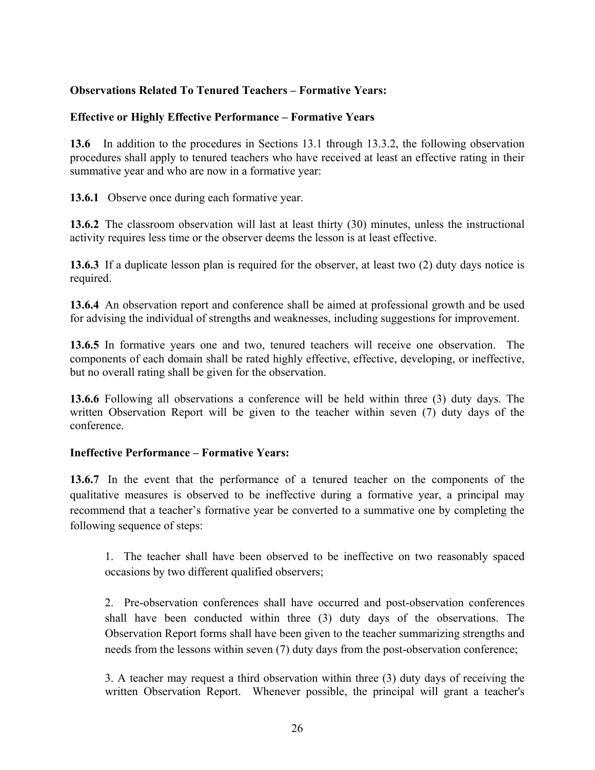**Observations Related To Tenured Teachers – Formative Years:**

**Effective or Highly Effective Performance – Formative Years**

**13.6** In addition to the procedures in Sections 13.1 through 13.3.2, the following observation procedures shall apply to tenured teachers who have received at least an effective rating in their summative year and who are now in a formative year:

**13.6.1** Observe once during each formative year.

**13.6.2** The classroom observation will last at least thirty (30) minutes, unless the instructional activity requires less time or the observer deems the lesson is at least effective.

**13.6.3** If a duplicate lesson plan is required for the observer, at least two (2) duty days notice is required.

**13.6.4** An observation report and conference shall be aimed at professional growth and be used for advising the individual of strengths and weaknesses, including suggestions for improvement.

**13.6.5** In formative years one and two, tenured teachers will receive one observation. The components of each domain shall be rated highly effective, effective, developing, or ineffective, but no overall rating shall be given for the observation.

**13.6.6** Following all observations a conference will be held within three (3) duty days. The written Observation Report will be given to the teacher within seven (7) duty days of the conference.

**Ineffective Performance – Formative Years:**

**13.6.7** In the event that the performance of a tenured teacher on the components of the qualitative measures is observed to be ineffective during a formative year, a principal may recommend that a teacher's formative year be converted to a summative one by completing the following sequence of steps:

1. The teacher shall have been observed to be ineffective on two reasonably spaced occasions by two different qualified observers;

2. Pre-observation conferences shall have occurred and post-observation conferences shall have been conducted within three (3) duty days of the observations. The Observation Report forms shall have been given to the teacher summarizing strengths and needs from the lessons within seven (7) duty days from the post-observation conference;

3. A teacher may request a third observation within three (3) duty days of receiving the written Observation Report. Whenever possible, the principal will grant a teacher's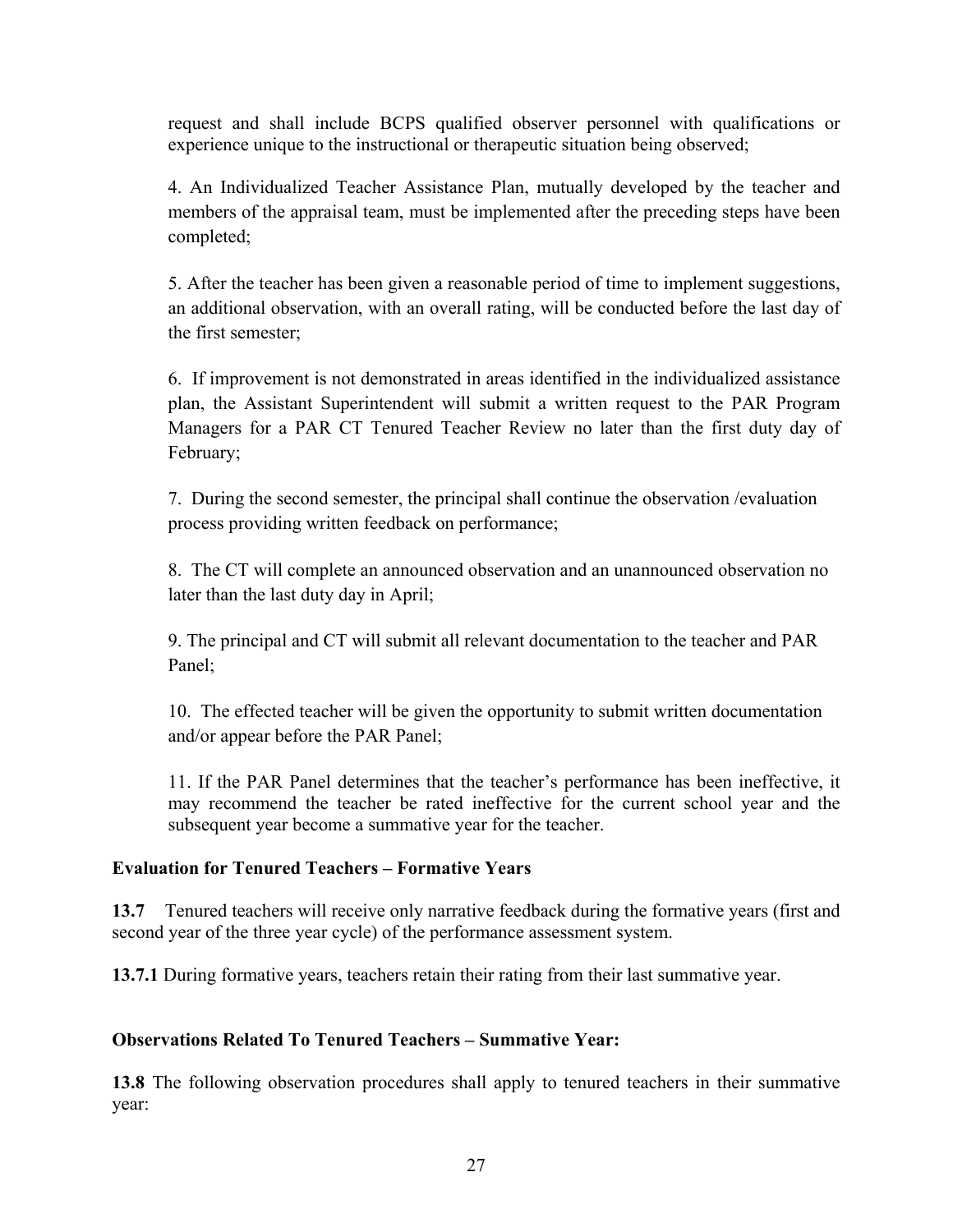request and shall include BCPS qualified observer personnel with qualifications or experience unique to the instructional or therapeutic situation being observed;

4. An Individualized Teacher Assistance Plan, mutually developed by the teacher and members of the appraisal team, must be implemented after the preceding steps have been completed;

5. After the teacher has been given a reasonable period of time to implement suggestions, an additional observation, with an overall rating, will be conducted before the last day of the first semester;

6. If improvement is not demonstrated in areas identified in the individualized assistance plan, the Assistant Superintendent will submit a written request to the PAR Program Managers for a PAR CT Tenured Teacher Review no later than the first duty day of February;

7. During the second semester, the principal shall continue the observation /evaluation process providing written feedback on performance;

8. The CT will complete an announced observation and an unannounced observation no later than the last duty day in April;

9. The principal and CT will submit all relevant documentation to the teacher and PAR Panel;

10. The effected teacher will be given the opportunity to submit written documentation and/or appear before the PAR Panel;

11. If the PAR Panel determines that the teacher's performance has been ineffective, it may recommend the teacher be rated ineffective for the current school year and the subsequent year become a summative year for the teacher.

**Evaluation for Tenured Teachers – Formative Years**

**13.7** Tenured teachers will receive only narrative feedback during the formative years (first and second year of the three year cycle) of the performance assessment system.

**13.7.1** During formative years, teachers retain their rating from their last summative year.

**Observations Related To Tenured Teachers – Summative Year:**

**13.8** The following observation procedures shall apply to tenured teachers in their summative year: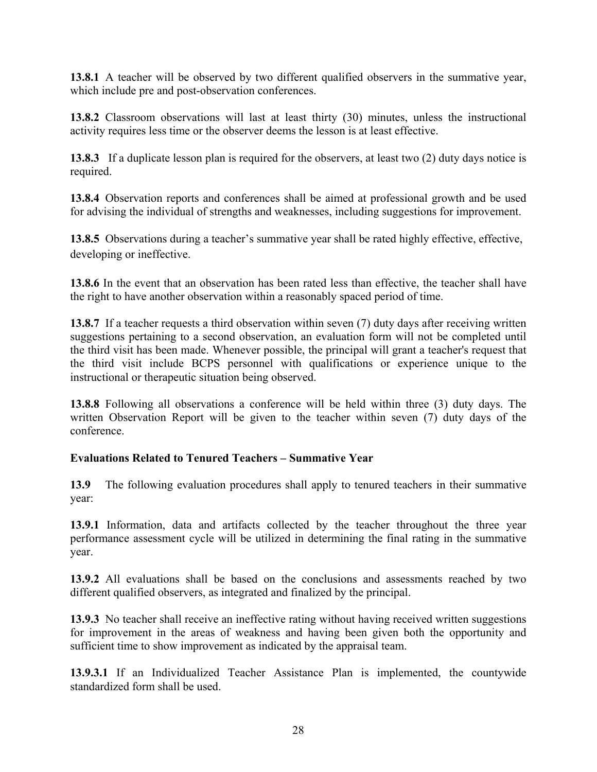**13.8.1** A teacher will be observed by two different qualified observers in the summative year, which include pre and post-observation conferences.

**13.8.2** Classroom observations will last at least thirty (30) minutes, unless the instructional activity requires less time or the observer deems the lesson is at least effective.

**13.8.3** If a duplicate lesson plan is required for the observers, at least two (2) duty days notice is required.

**13.8.4** Observation reports and conferences shall be aimed at professional growth and be used for advising the individual of strengths and weaknesses, including suggestions for improvement.

**13.8.5** Observations during a teacher's summative year shall be rated highly effective, effective, developing or ineffective.

**13.8.6** In the event that an observation has been rated less than effective, the teacher shall have the right to have another observation within a reasonably spaced period of time.

**13.8.7** If a teacher requests a third observation within seven (7) duty days after receiving written suggestions pertaining to a second observation, an evaluation form will not be completed until the third visit has been made. Whenever possible, the principal will grant a teacher's request that the third visit include BCPS personnel with qualifications or experience unique to the instructional or therapeutic situation being observed.

**13.8.8** Following all observations a conference will be held within three (3) duty days. The written Observation Report will be given to the teacher within seven (7) duty days of the conference.

**Evaluations Related to Tenured Teachers – Summative Year**

**13.9** The following evaluation procedures shall apply to tenured teachers in their summative year:

**13.9.1** Information, data and artifacts collected by the teacher throughout the three year performance assessment cycle will be utilized in determining the final rating in the summative year.

**13.9.2** All evaluations shall be based on the conclusions and assessments reached by two different qualified observers, as integrated and finalized by the principal.

**13.9.3** No teacher shall receive an ineffective rating without having received written suggestions for improvement in the areas of weakness and having been given both the opportunity and sufficient time to show improvement as indicated by the appraisal team.

**13.9.3.1** If an Individualized Teacher Assistance Plan is implemented, the countywide standardized form shall be used.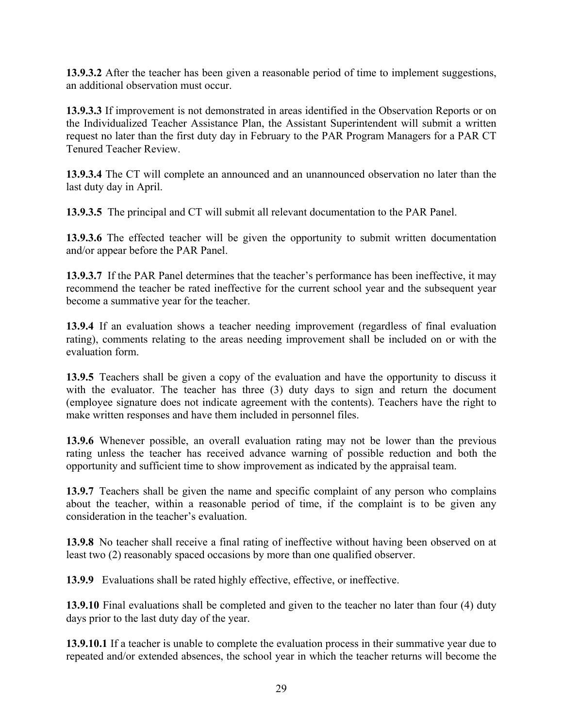**13.9.3.2** After the teacher has been given a reasonable period of time to implement suggestions, an additional observation must occur.

**13.9.3.3** If improvement is not demonstrated in areas identified in the Observation Reports or on the Individualized Teacher Assistance Plan, the Assistant Superintendent will submit a written request no later than the first duty day in February to the PAR Program Managers for a PAR CT Tenured Teacher Review.

**13.9.3.4** The CT will complete an announced and an unannounced observation no later than the last duty day in April.

**13.9.3.5** The principal and CT will submit all relevant documentation to the PAR Panel.

**13.9.3.6** The effected teacher will be given the opportunity to submit written documentation and/or appear before the PAR Panel.

**13.9.3.7** If the PAR Panel determines that the teacher's performance has been ineffective, it may recommend the teacher be rated ineffective for the current school year and the subsequent year become a summative year for the teacher.

**13.9.4** If an evaluation shows a teacher needing improvement (regardless of final evaluation rating), comments relating to the areas needing improvement shall be included on or with the evaluation form.

**13.9.5** Teachers shall be given a copy of the evaluation and have the opportunity to discuss it with the evaluator. The teacher has three (3) duty days to sign and return the document (employee signature does not indicate agreement with the contents). Teachers have the right to make written responses and have them included in personnel files.

**13.9.6** Whenever possible, an overall evaluation rating may not be lower than the previous rating unless the teacher has received advance warning of possible reduction and both the opportunity and sufficient time to show improvement as indicated by the appraisal team.

**13.9.7** Teachers shall be given the name and specific complaint of any person who complains about the teacher, within a reasonable period of time, if the complaint is to be given any consideration in the teacher's evaluation.

**13.9.8** No teacher shall receive a final rating of ineffective without having been observed on at least two (2) reasonably spaced occasions by more than one qualified observer.

**13.9.9** Evaluations shall be rated highly effective, effective, or ineffective.

**13.9.10** Final evaluations shall be completed and given to the teacher no later than four (4) duty days prior to the last duty day of the year.

**13.9.10.1** If a teacher is unable to complete the evaluation process in their summative year due to repeated and/or extended absences, the school year in which the teacher returns will become the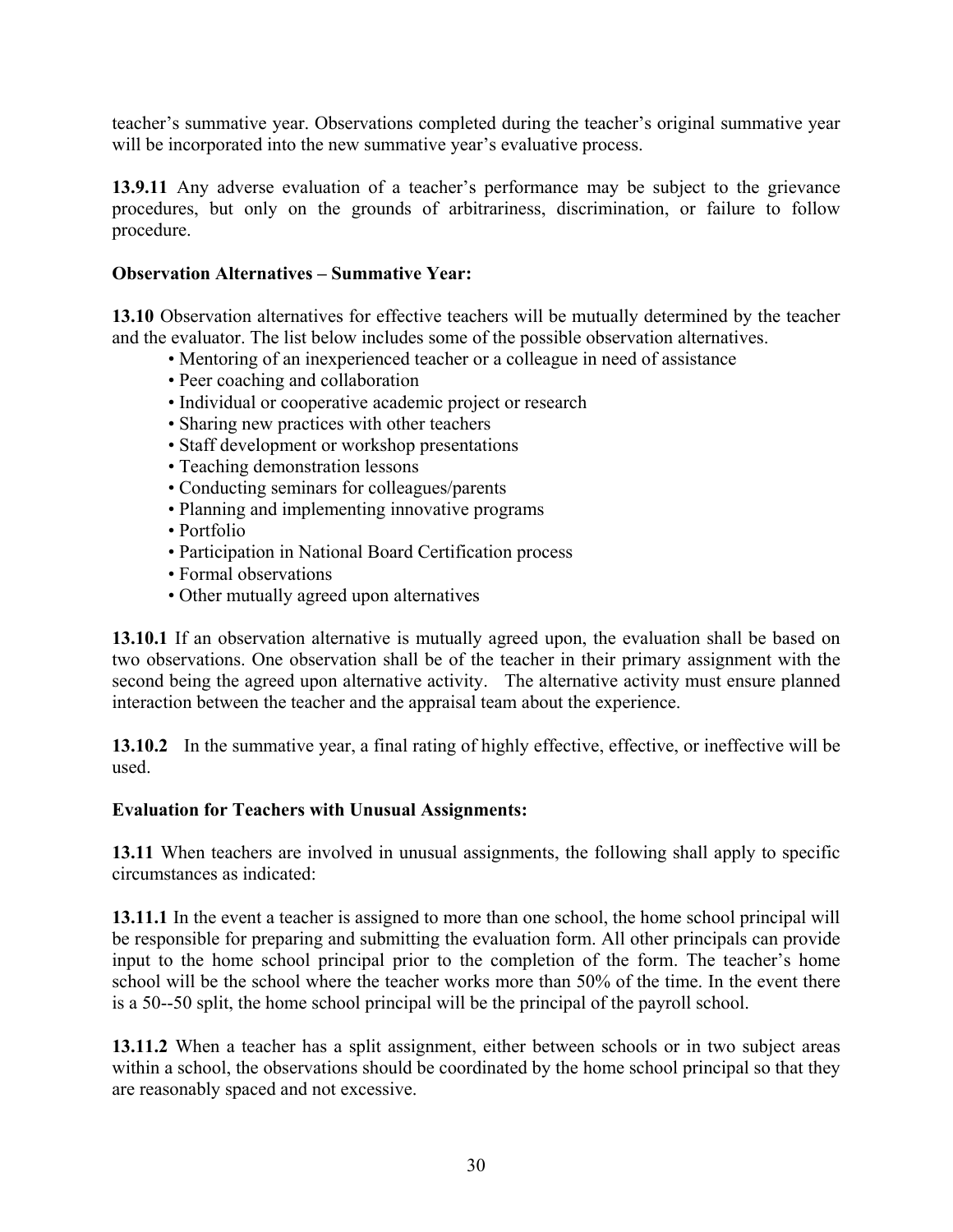teacher's summative year. Observations completed during the teacher's original summative year will be incorporated into the new summative year's evaluative process.

**13.9.11** Any adverse evaluation of a teacher's performance may be subject to the grievance procedures, but only on the grounds of arbitrariness, discrimination, or failure to follow procedure.

**Observation Alternatives – Summative Year:**

**13.10** Observation alternatives for effective teachers will be mutually determined by the teacher and the evaluator. The list below includes some of the possible observation alternatives.

- Mentoring of an inexperienced teacher or a colleague in need of assistance
- Peer coaching and collaboration
- Individual or cooperative academic project or research
- Sharing new practices with other teachers
- Staff development or workshop presentations
- Teaching demonstration lessons
- Conducting seminars for colleagues/parents
- Planning and implementing innovative programs
- Portfolio
- Participation in National Board Certification process
- Formal observations
- Other mutually agreed upon alternatives

**13.10.1** If an observation alternative is mutually agreed upon, the evaluation shall be based on two observations. One observation shall be of the teacher in their primary assignment with the second being the agreed upon alternative activity. The alternative activity must ensure planned interaction between the teacher and the appraisal team about the experience.

**13.10.2** In the summative year, a final rating of highly effective, effective, or ineffective will be used.

**Evaluation for Teachers with Unusual Assignments:**

**13.11** When teachers are involved in unusual assignments, the following shall apply to specific circumstances as indicated:

**13.11.1** In the event a teacher is assigned to more than one school, the home school principal will be responsible for preparing and submitting the evaluation form. All other principals can provide input to the home school principal prior to the completion of the form. The teacher's home school will be the school where the teacher works more than 50% of the time. In the event there is a 50--50 split, the home school principal will be the principal of the payroll school.

**13.11.2** When a teacher has a split assignment, either between schools or in two subject areas within a school, the observations should be coordinated by the home school principal so that they are reasonably spaced and not excessive.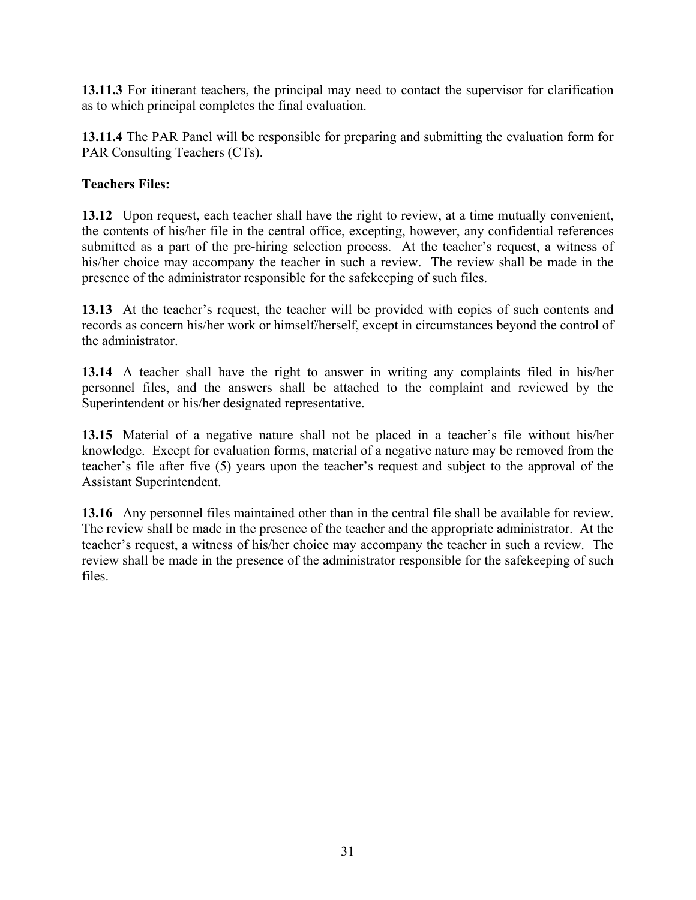**13.11.3** For itinerant teachers, the principal may need to contact the supervisor for clarification as to which principal completes the final evaluation.

**13.11.4** The PAR Panel will be responsible for preparing and submitting the evaluation form for PAR Consulting Teachers (CTs).

**Teachers Files:**

**13.12** Upon request, each teacher shall have the right to review, at a time mutually convenient, the contents of his/her file in the central office, excepting, however, any confidential references submitted as a part of the pre-hiring selection process. At the teacher's request, a witness of his/her choice may accompany the teacher in such a review. The review shall be made in the presence of the administrator responsible for the safekeeping of such files.

**13.13** At the teacher's request, the teacher will be provided with copies of such contents and records as concern his/her work or himself/herself, except in circumstances beyond the control of the administrator.

**13.14** A teacher shall have the right to answer in writing any complaints filed in his/her personnel files, and the answers shall be attached to the complaint and reviewed by the Superintendent or his/her designated representative.

**13.15** Material of a negative nature shall not be placed in a teacher's file without his/her knowledge. Except for evaluation forms, material of a negative nature may be removed from the teacher's file after five (5) years upon the teacher's request and subject to the approval of the Assistant Superintendent.

**13.16** Any personnel files maintained other than in the central file shall be available for review. The review shall be made in the presence of the teacher and the appropriate administrator. At the teacher's request, a witness of his/her choice may accompany the teacher in such a review. The review shall be made in the presence of the administrator responsible for the safekeeping of such files.